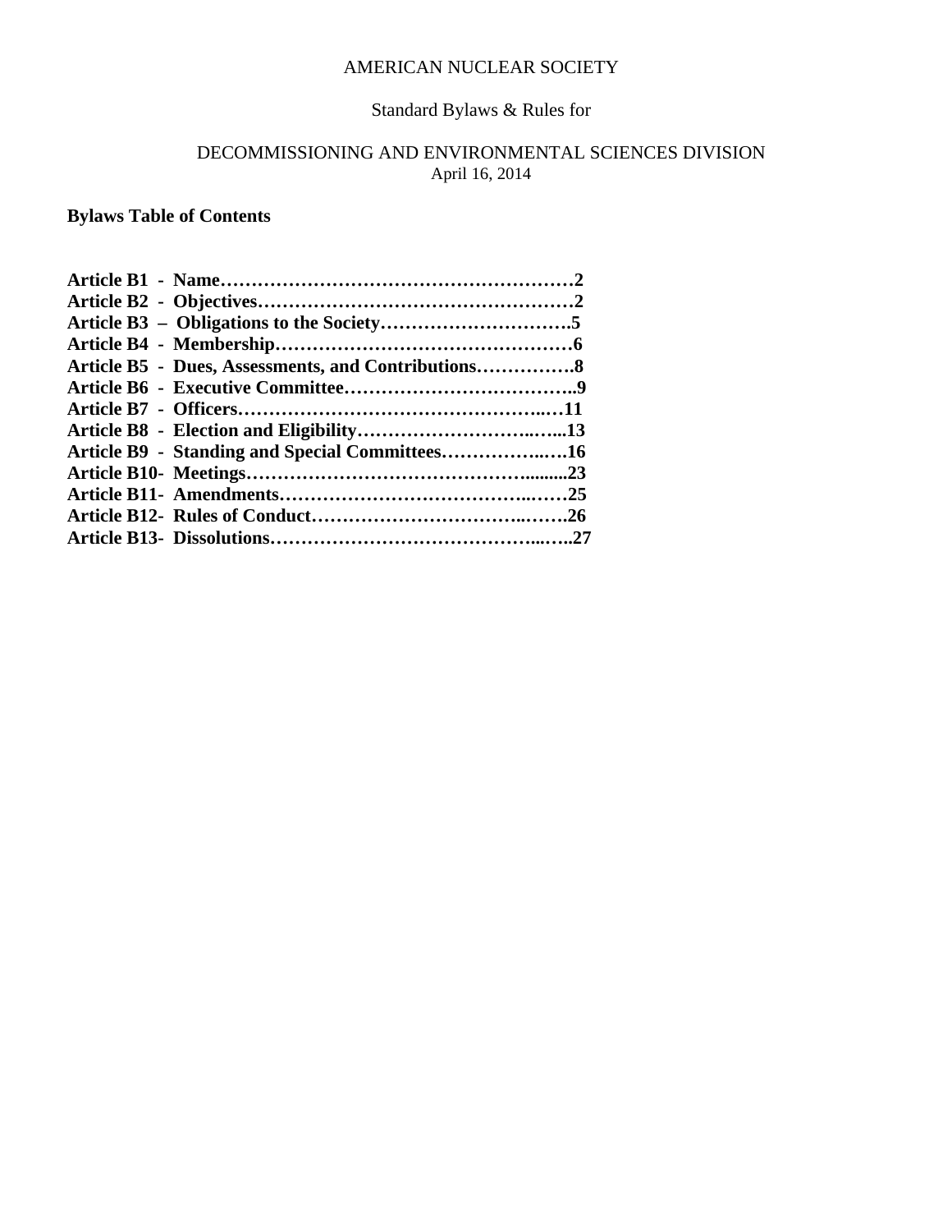AMERICAN NUCLEAR SOCIETY

Standard Bylaws & Rules for

DECOMMISSIONING AND ENVIRONMENTAL SCIENCES DIVISION
April 16, 2014

**Bylaws Table of Contents**

**Article B1 - Name……………………………………………………2**
**Article B2 - Objectives……………………………………………2**
**Article B3 – Obligations to the Society………………………….5**
**Article B4 - Membership…………………………………………6**
**Article B5 - Dues, Assessments, and Contributions…………….8**
**Article B6 - Executive Committee……………………………..9**
**Article B7 - Officers…………………………………………..…11**
**Article B8 - Election and Eligibility…………………………..…...13**
**Article B9 - Standing and Special Committees……………..….16**
**Article B10- Meetings……………………………………….........23**
**Article B11- Amendments…………………………………..……25**
**Article B12- Rules of Conduct……………………………..…….26**
**Article B13- Dissolutions……………………………………...…..27**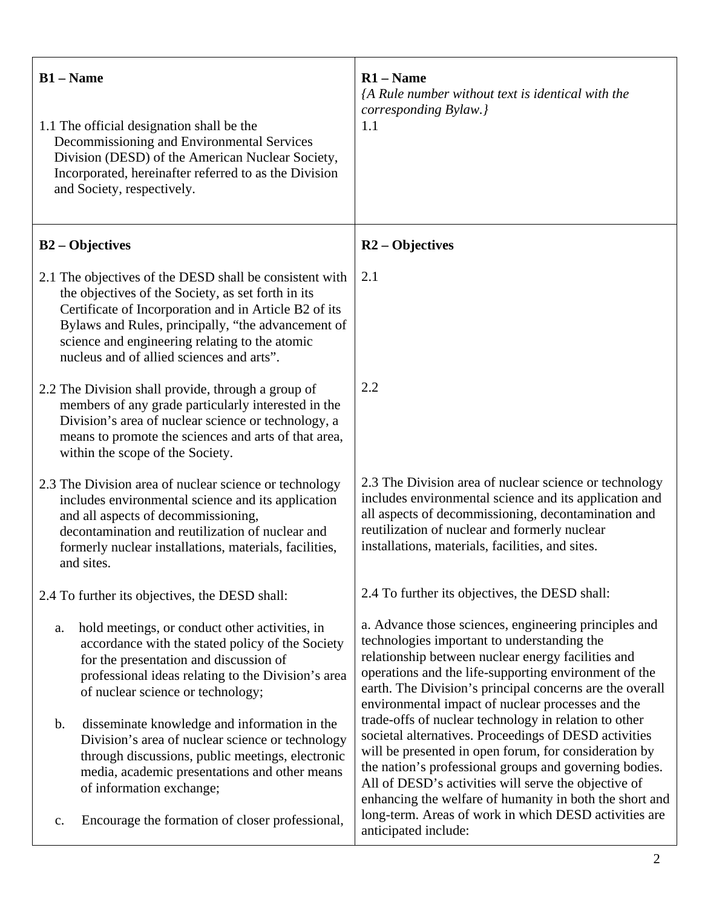| **B1 – Name** | **R1 – Name** |
|---|---|
| 1.1 The official designation shall be the Decommissioning and Environmental Services Division (DESD) of the American Nuclear Society, Incorporated, hereinafter referred to as the Division and Society, respectively. | *{A Rule number without text is identical with the corresponding Bylaw.}* 1.1 |
| **B2 – Objectives** | **R2 – Objectives** |
| 2.1 The objectives of the DESD shall be consistent with the objectives of the Society, as set forth in its Certificate of Incorporation and in Article B2 of its Bylaws and Rules, principally, "the advancement of science and engineering relating to the atomic nucleus and of allied sciences and arts". | 2.1 |
| 2.2 The Division shall provide, through a group of members of any grade particularly interested in the Division's area of nuclear science or technology, a means to promote the sciences and arts of that area, within the scope of the Society. | 2.2 |
| 2.3 The Division area of nuclear science or technology includes environmental science and its application and all aspects of decommissioning, decontamination and reutilization of nuclear and formerly nuclear installations, materials, facilities, and sites. | 2.3 The Division area of nuclear science or technology includes environmental science and its application and all aspects of decommissioning, decontamination and reutilization of nuclear and formerly nuclear installations, materials, facilities, and sites. |
| 2.4 To further its objectives, the DESD shall:<br><br>a. hold meetings, or conduct other activities, in accordance with the stated policy of the Society for the presentation and discussion of professional ideas relating to the Division's area of nuclear science or technology;<br><br>b. disseminate knowledge and information in the Division's area of nuclear science or technology through discussions, public meetings, electronic media, academic presentations and other means of information exchange;<br><br>c. Encourage the formation of closer professional, | 2.4 To further its objectives, the DESD shall:<br><br>a. Advance those sciences, engineering principles and technologies important to understanding the relationship between nuclear energy facilities and operations and the life-supporting environment of the earth. The Division's principal concerns are the overall environmental impact of nuclear processes and the trade-offs of nuclear technology in relation to other societal alternatives. Proceedings of DESD activities will be presented in open forum, for consideration by the nation's professional groups and governing bodies. All of DESD's activities will serve the objective of enhancing the welfare of humanity in both the short and long-term. Areas of work in which DESD activities are anticipated include: |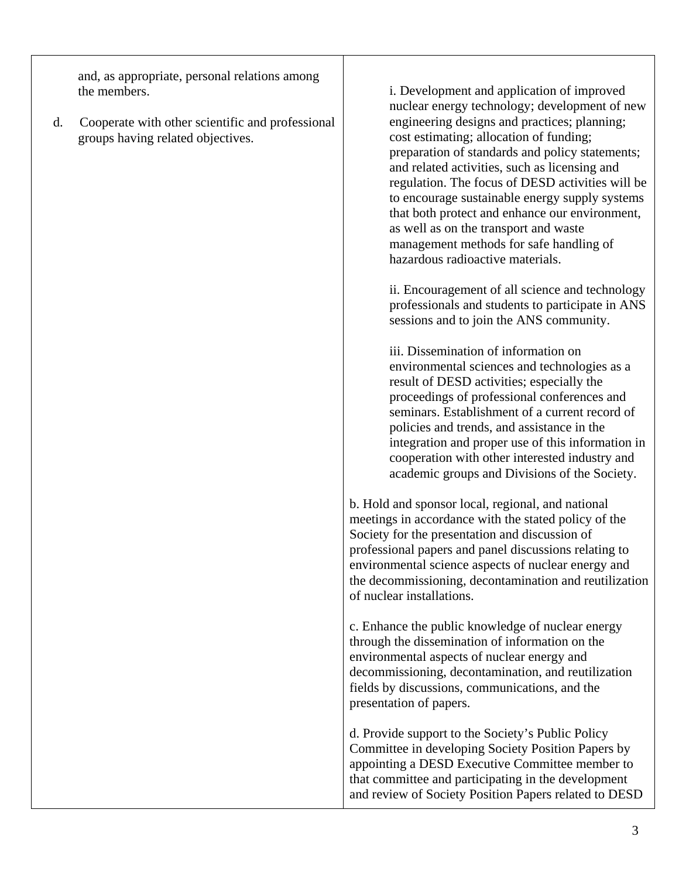| | |
|---|---|
| and, as appropriate, personal relations among the members.<br><br>d. Cooperate with other scientific and professional groups having related objectives. | i. Development and application of improved nuclear energy technology; development of new engineering designs and practices; planning; cost estimating; allocation of funding; preparation of standards and policy statements; and related activities, such as licensing and regulation. The focus of DESD activities will be to encourage sustainable energy supply systems that both protect and enhance our environment, as well as on the transport and waste management methods for safe handling of hazardous radioactive materials.<br><br>ii. Encouragement of all science and technology professionals and students to participate in ANS sessions and to join the ANS community.<br><br>iii. Dissemination of information on environmental sciences and technologies as a result of DESD activities; especially the proceedings of professional conferences and seminars. Establishment of a current record of policies and trends, and assistance in the integration and proper use of this information in cooperation with other interested industry and academic groups and Divisions of the Society.<br><br>b. Hold and sponsor local, regional, and national meetings in accordance with the stated policy of the Society for the presentation and discussion of professional papers and panel discussions relating to environmental science aspects of nuclear energy and the decommissioning, decontamination and reutilization of nuclear installations.<br><br>c. Enhance the public knowledge of nuclear energy through the dissemination of information on the environmental aspects of nuclear energy and decommissioning, decontamination, and reutilization fields by discussions, communications, and the presentation of papers.<br><br>d. Provide support to the Society's Public Policy Committee in developing Society Position Papers by appointing a DESD Executive Committee member to that committee and participating in the development and review of Society Position Papers related to DESD |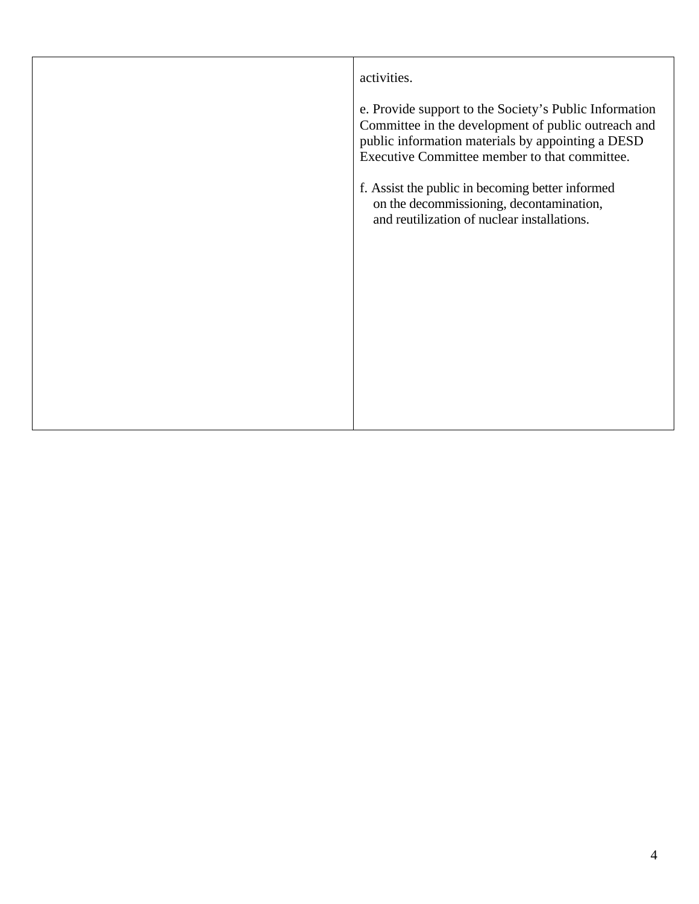| | |
|---|---|
| | activities.<br><br>e. Provide support to the Society’s Public Information Committee in the development of public outreach and public information materials by appointing a DESD Executive Committee member to that committee.<br><br>f. Assist the public in becoming better informed on the decommissioning, decontamination, and reutilization of nuclear installations. |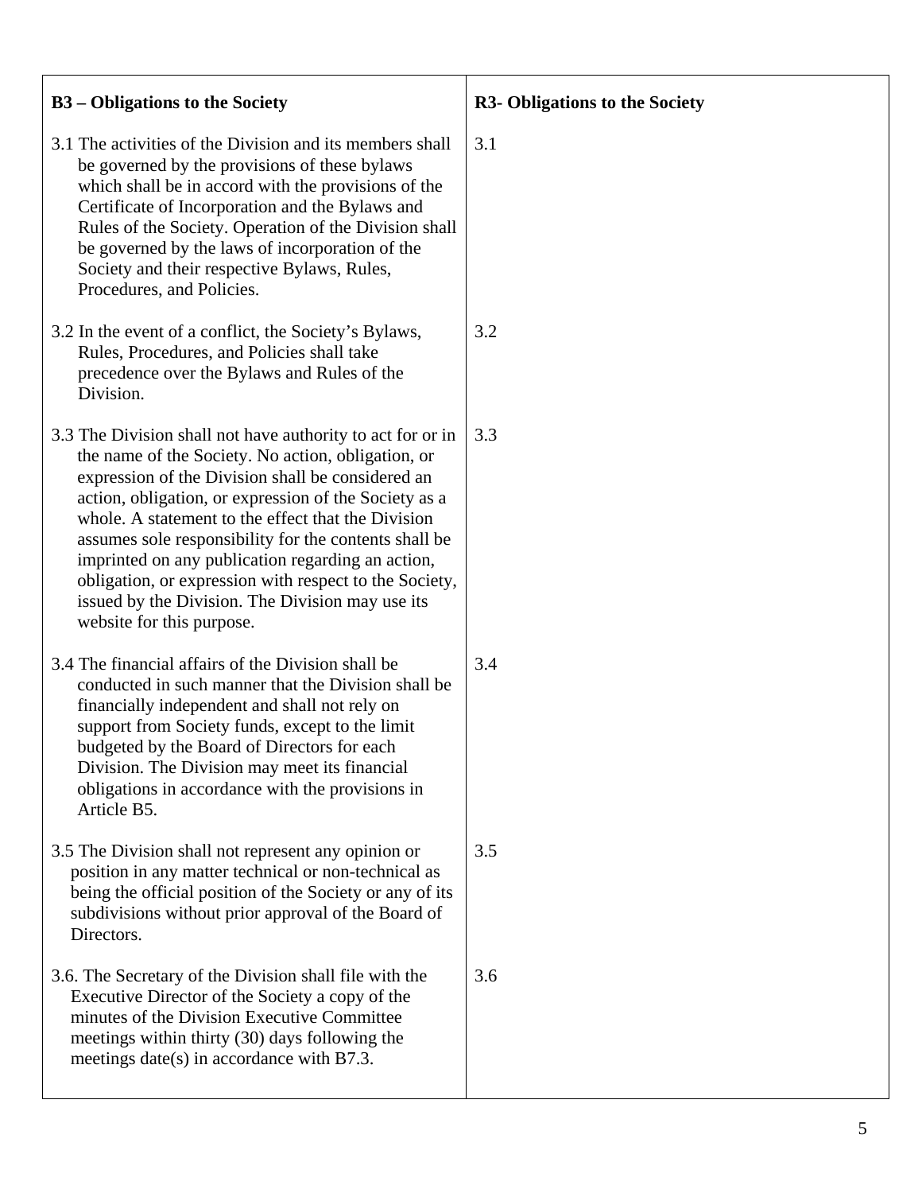| **B3 – Obligations to the Society** | **R3- Obligations to the Society** |
| --- | --- |
| 3.1 The activities of the Division and its members shall be governed by the provisions of these bylaws which shall be in accord with the provisions of the Certificate of Incorporation and the Bylaws and Rules of the Society. Operation of the Division shall be governed by the laws of incorporation of the Society and their respective Bylaws, Rules, Procedures, and Policies. | 3.1 |
| 3.2 In the event of a conflict, the Society's Bylaws, Rules, Procedures, and Policies shall take precedence over the Bylaws and Rules of the Division. | 3.2 |
| 3.3 The Division shall not have authority to act for or in the name of the Society. No action, obligation, or expression of the Division shall be considered an action, obligation, or expression of the Society as a whole. A statement to the effect that the Division assumes sole responsibility for the contents shall be imprinted on any publication regarding an action, obligation, or expression with respect to the Society, issued by the Division. The Division may use its website for this purpose. | 3.3 |
| 3.4 The financial affairs of the Division shall be conducted in such manner that the Division shall be financially independent and shall not rely on support from Society funds, except to the limit budgeted by the Board of Directors for each Division. The Division may meet its financial obligations in accordance with the provisions in Article B5. | 3.4 |
| 3.5 The Division shall not represent any opinion or position in any matter technical or non-technical as being the official position of the Society or any of its subdivisions without prior approval of the Board of Directors. | 3.5 |
| 3.6. The Secretary of the Division shall file with the Executive Director of the Society a copy of the minutes of the Division Executive Committee meetings within thirty (30) days following the meetings date(s) in accordance with B7.3. | 3.6 |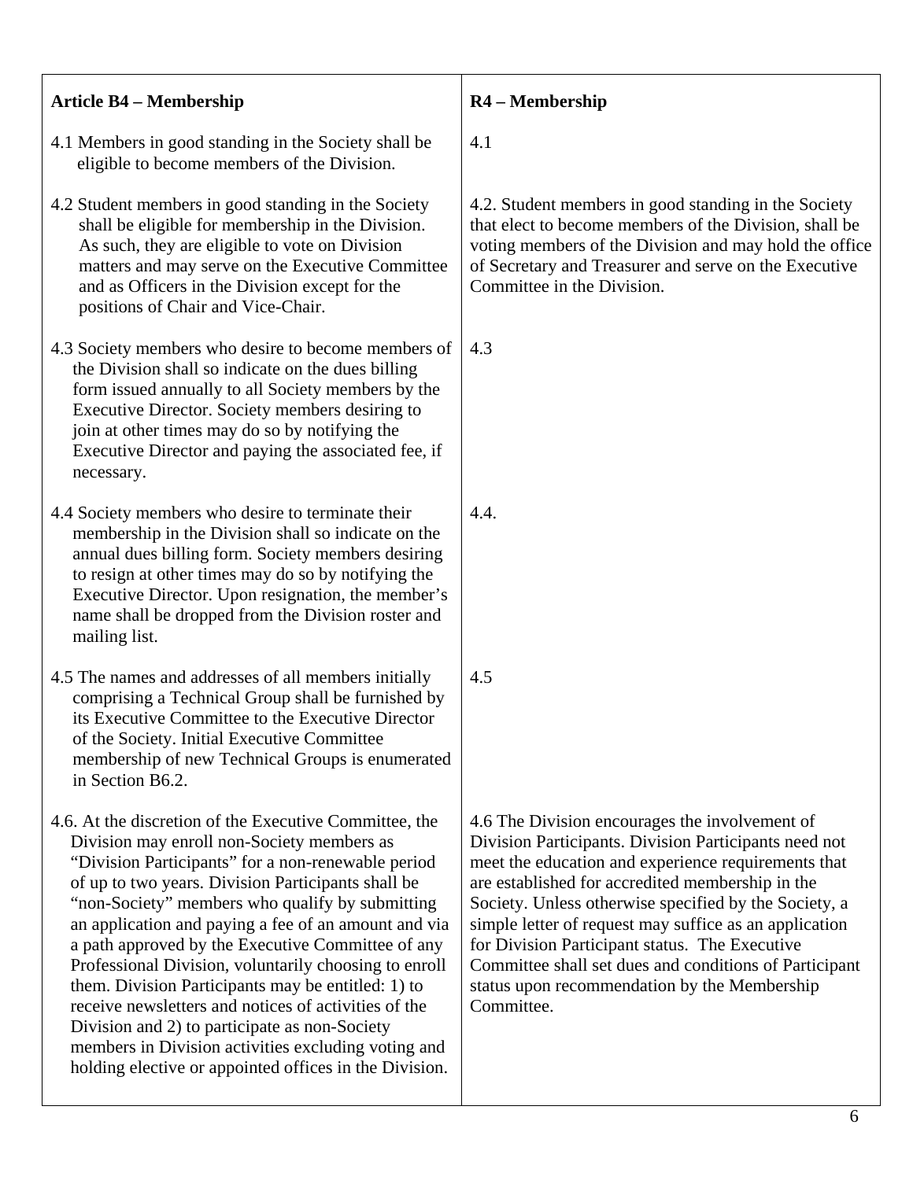| Article B4 – Membership | R4 – Membership |
|---|---|
| 4.1 Members in good standing in the Society shall be eligible to become members of the Division. | 4.1 |
| 4.2 Student members in good standing in the Society shall be eligible for membership in the Division. As such, they are eligible to vote on Division matters and may serve on the Executive Committee and as Officers in the Division except for the positions of Chair and Vice-Chair. | 4.2. Student members in good standing in the Society that elect to become members of the Division, shall be voting members of the Division and may hold the office of Secretary and Treasurer and serve on the Executive Committee in the Division. |
| 4.3 Society members who desire to become members of the Division shall so indicate on the dues billing form issued annually to all Society members by the Executive Director. Society members desiring to join at other times may do so by notifying the Executive Director and paying the associated fee, if necessary. | 4.3 |
| 4.4 Society members who desire to terminate their membership in the Division shall so indicate on the annual dues billing form. Society members desiring to resign at other times may do so by notifying the Executive Director. Upon resignation, the member's name shall be dropped from the Division roster and mailing list. | 4.4. |
| 4.5 The names and addresses of all members initially comprising a Technical Group shall be furnished by its Executive Committee to the Executive Director of the Society. Initial Executive Committee membership of new Technical Groups is enumerated in Section B6.2. | 4.5 |
| 4.6. At the discretion of the Executive Committee, the Division may enroll non-Society members as "Division Participants" for a non-renewable period of up to two years. Division Participants shall be "non-Society" members who qualify by submitting an application and paying a fee of an amount and via a path approved by the Executive Committee of any Professional Division, voluntarily choosing to enroll them. Division Participants may be entitled: 1) to receive newsletters and notices of activities of the Division and 2) to participate as non-Society members in Division activities excluding voting and holding elective or appointed offices in the Division. | 4.6 The Division encourages the involvement of Division Participants. Division Participants need not meet the education and experience requirements that are established for accredited membership in the Society. Unless otherwise specified by the Society, a simple letter of request may suffice as an application for Division Participant status. The Executive Committee shall set dues and conditions of Participant status upon recommendation by the Membership Committee. |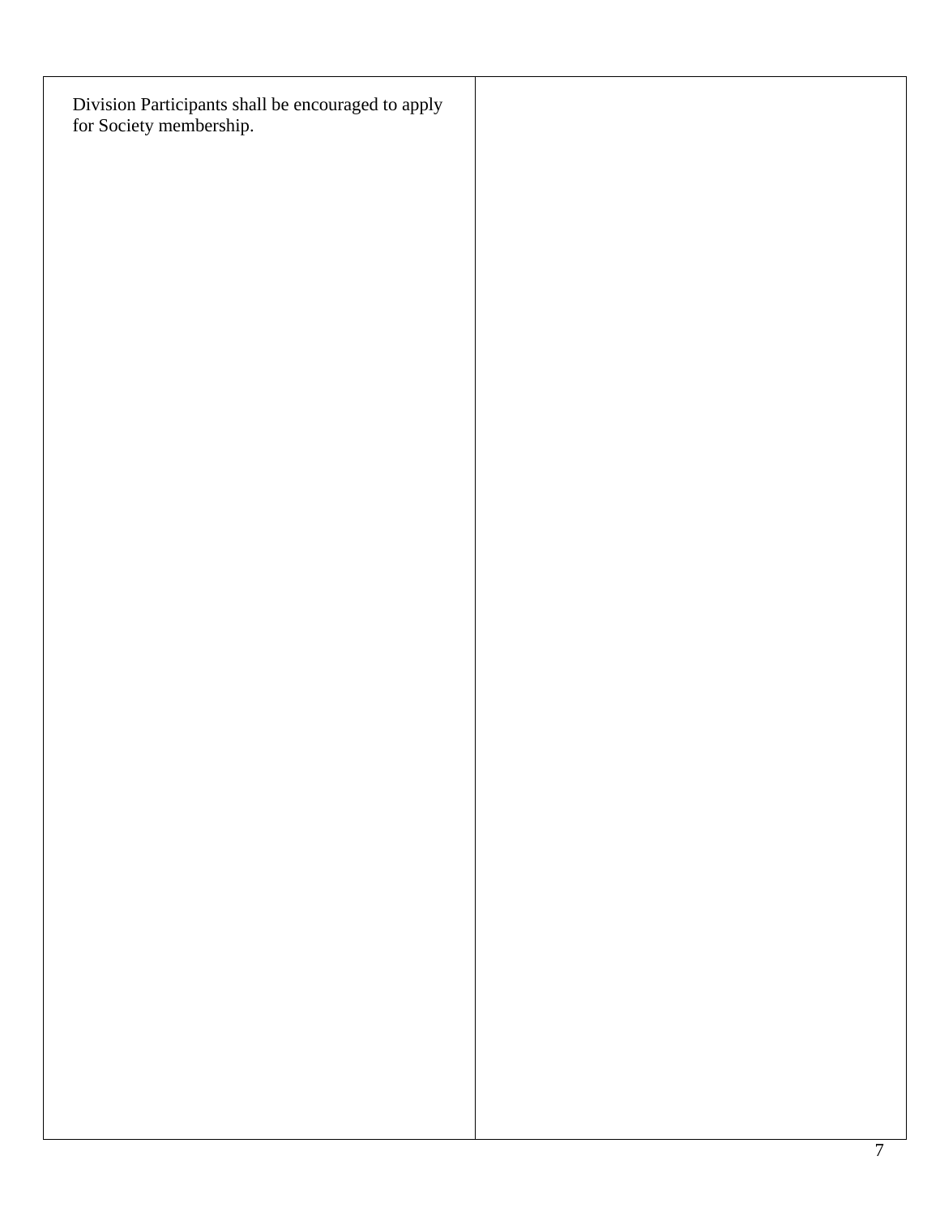| | |
|---|---|
| Division Participants shall be encouraged to apply for Society membership. | |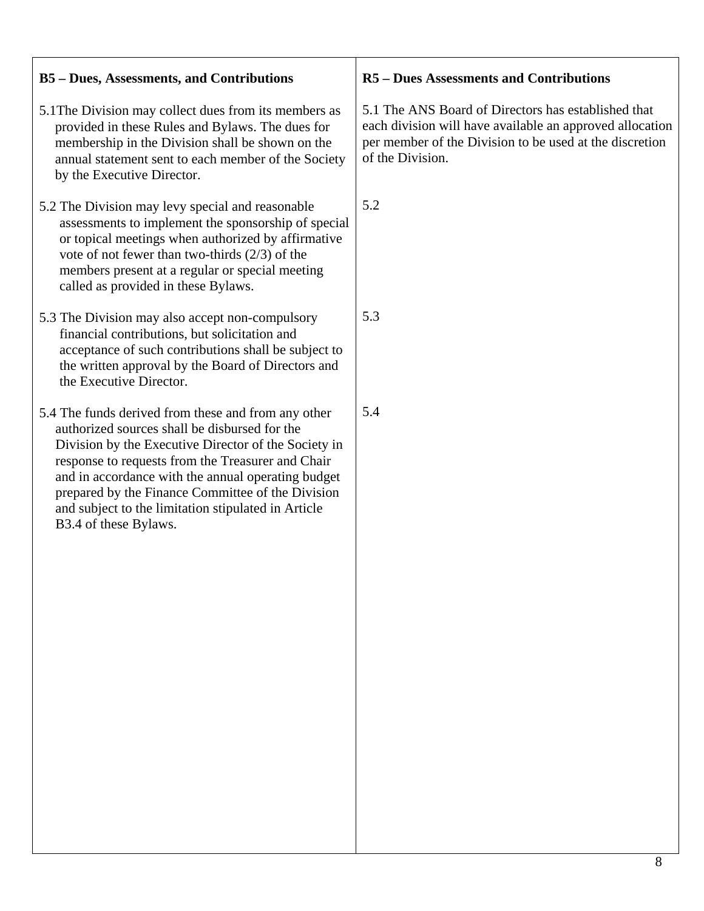| B5 – Dues, Assessments, and Contributions | R5 – Dues Assessments and Contributions |
|---|---|
| 5.1The Division may collect dues from its members as provided in these Rules and Bylaws. The dues for membership in the Division shall be shown on the annual statement sent to each member of the Society by the Executive Director. | 5.1 The ANS Board of Directors has established that each division will have available an approved allocation per member of the Division to be used at the discretion of the Division. |
| 5.2 The Division may levy special and reasonable assessments to implement the sponsorship of special or topical meetings when authorized by affirmative vote of not fewer than two-thirds (2/3) of the members present at a regular or special meeting called as provided in these Bylaws. | 5.2 |
| 5.3 The Division may also accept non-compulsory financial contributions, but solicitation and acceptance of such contributions shall be subject to the written approval by the Board of Directors and the Executive Director. | 5.3 |
| 5.4 The funds derived from these and from any other authorized sources shall be disbursed for the Division by the Executive Director of the Society in response to requests from the Treasurer and Chair and in accordance with the annual operating budget prepared by the Finance Committee of the Division and subject to the limitation stipulated in Article B3.4 of these Bylaws. | 5.4 |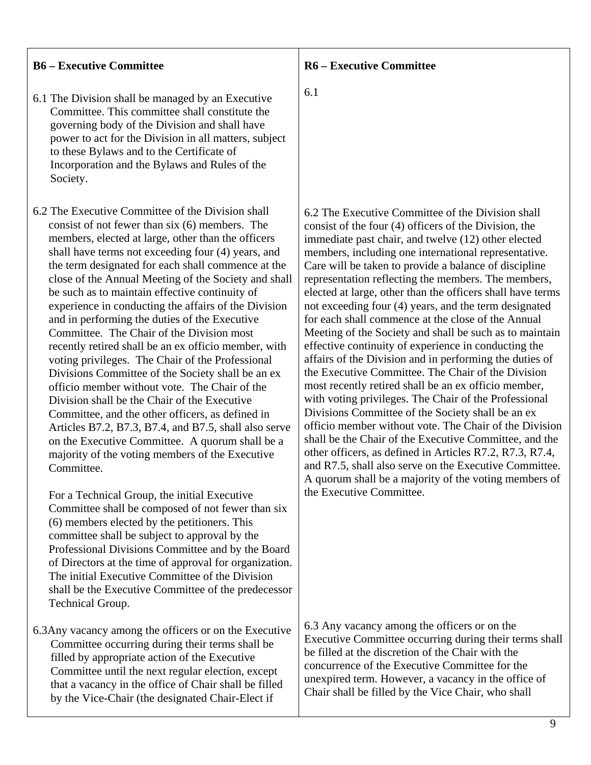| B6 – Executive Committee | R6 – Executive Committee |
|---|---|
| 6.1 The Division shall be managed by an Executive Committee. This committee shall constitute the governing body of the Division and shall have power to act for the Division in all matters, subject to these Bylaws and to the Certificate of Incorporation and the Bylaws and Rules of the Society. | 6.1 |
| 6.2 The Executive Committee of the Division shall consist of not fewer than six (6) members. The members, elected at large, other than the officers shall have terms not exceeding four (4) years, and the term designated for each shall commence at the close of the Annual Meeting of the Society and shall be such as to maintain effective continuity of experience in conducting the affairs of the Division and in performing the duties of the Executive Committee. The Chair of the Division most recently retired shall be an ex officio member, with voting privileges. The Chair of the Professional Divisions Committee of the Society shall be an ex officio member without vote. The Chair of the Division shall be the Chair of the Executive Committee, and the other officers, as defined in Articles B7.2, B7.3, B7.4, and B7.5, shall also serve on the Executive Committee. A quorum shall be a majority of the voting members of the Executive Committee.<br><br>For a Technical Group, the initial Executive Committee shall be composed of not fewer than six (6) members elected by the petitioners. This committee shall be subject to approval by the Professional Divisions Committee and by the Board of Directors at the time of approval for organization. The initial Executive Committee of the Division shall be the Executive Committee of the predecessor Technical Group. | 6.2 The Executive Committee of the Division shall consist of the four (4) officers of the Division, the immediate past chair, and twelve (12) other elected members, including one international representative. Care will be taken to provide a balance of discipline representation reflecting the members. The members, elected at large, other than the officers shall have terms not exceeding four (4) years, and the term designated for each shall commence at the close of the Annual Meeting of the Society and shall be such as to maintain effective continuity of experience in conducting the affairs of the Division and in performing the duties of the Executive Committee. The Chair of the Division most recently retired shall be an ex officio member, with voting privileges. The Chair of the Professional Divisions Committee of the Society shall be an ex officio member without vote. The Chair of the Division shall be the Chair of the Executive Committee, and the other officers, as defined in Articles R7.2, R7.3, R7.4, and R7.5, shall also serve on the Executive Committee. A quorum shall be a majority of the voting members of the Executive Committee. |
| 6.3Any vacancy among the officers or on the Executive Committee occurring during their terms shall be filled by appropriate action of the Executive Committee until the next regular election, except that a vacancy in the office of Chair shall be filled by the Vice-Chair (the designated Chair-Elect if | 6.3 Any vacancy among the officers or on the Executive Committee occurring during their terms shall be filled at the discretion of the Chair with the concurrence of the Executive Committee for the unexpired term. However, a vacancy in the office of Chair shall be filled by the Vice Chair, who shall |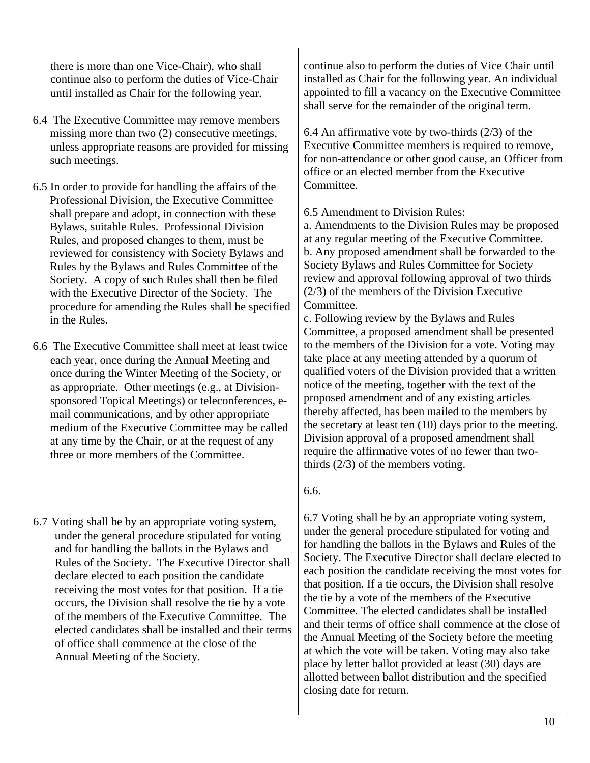| | |
|---|---|
| there is more than one Vice-Chair), who shall continue also to perform the duties of Vice-Chair until installed as Chair for the following year. | continue also to perform the duties of Vice Chair until installed as Chair for the following year. An individual appointed to fill a vacancy on the Executive Committee shall serve for the remainder of the original term. |
| 6.4 The Executive Committee may remove members missing more than two (2) consecutive meetings, unless appropriate reasons are provided for missing such meetings. | 6.4 An affirmative vote by two-thirds (2/3) of the Executive Committee members is required to remove, for non-attendance or other good cause, an Officer from office or an elected member from the Executive Committee. |
| 6.5 In order to provide for handling the affairs of the Professional Division, the Executive Committee shall prepare and adopt, in connection with these Bylaws, suitable Rules. Professional Division Rules, and proposed changes to them, must be reviewed for consistency with Society Bylaws and Rules by the Bylaws and Rules Committee of the Society. A copy of such Rules shall then be filed with the Executive Director of the Society. The procedure for amending the Rules shall be specified in the Rules. | 6.5 Amendment to Division Rules:<br>a. Amendments to the Division Rules may be proposed at any regular meeting of the Executive Committee.<br>b. Any proposed amendment shall be forwarded to the Society Bylaws and Rules Committee for Society review and approval following approval of two thirds (2/3) of the members of the Division Executive Committee.<br>c. Following review by the Bylaws and Rules Committee, a proposed amendment shall be presented to the members of the Division for a vote. Voting may take place at any meeting attended by a quorum of qualified voters of the Division provided that a written notice of the meeting, together with the text of the proposed amendment and of any existing articles thereby affected, has been mailed to the members by the secretary at least ten (10) days prior to the meeting. Division approval of a proposed amendment shall require the affirmative votes of no fewer than two-thirds (2/3) of the members voting. |
| 6.6 The Executive Committee shall meet at least twice each year, once during the Annual Meeting and once during the Winter Meeting of the Society, or as appropriate. Other meetings (e.g., at Division-sponsored Topical Meetings) or teleconferences, e-mail communications, and by other appropriate medium of the Executive Committee may be called at any time by the Chair, or at the request of any three or more members of the Committee. | 6.6. |
| 6.7 Voting shall be by an appropriate voting system, under the general procedure stipulated for voting and for handling the ballots in the Bylaws and Rules of the Society. The Executive Director shall declare elected to each position the candidate receiving the most votes for that position. If a tie occurs, the Division shall resolve the tie by a vote of the members of the Executive Committee. The elected candidates shall be installed and their terms of office shall commence at the close of the Annual Meeting of the Society. | 6.7 Voting shall be by an appropriate voting system, under the general procedure stipulated for voting and for handling the ballots in the Bylaws and Rules of the Society. The Executive Director shall declare elected to each position the candidate receiving the most votes for that position. If a tie occurs, the Division shall resolve the tie by a vote of the members of the Executive Committee. The elected candidates shall be installed and their terms of office shall commence at the close of the Annual Meeting of the Society before the meeting at which the vote will be taken. Voting may also take place by letter ballot provided at least (30) days are allotted between ballot distribution and the specified closing date for return. |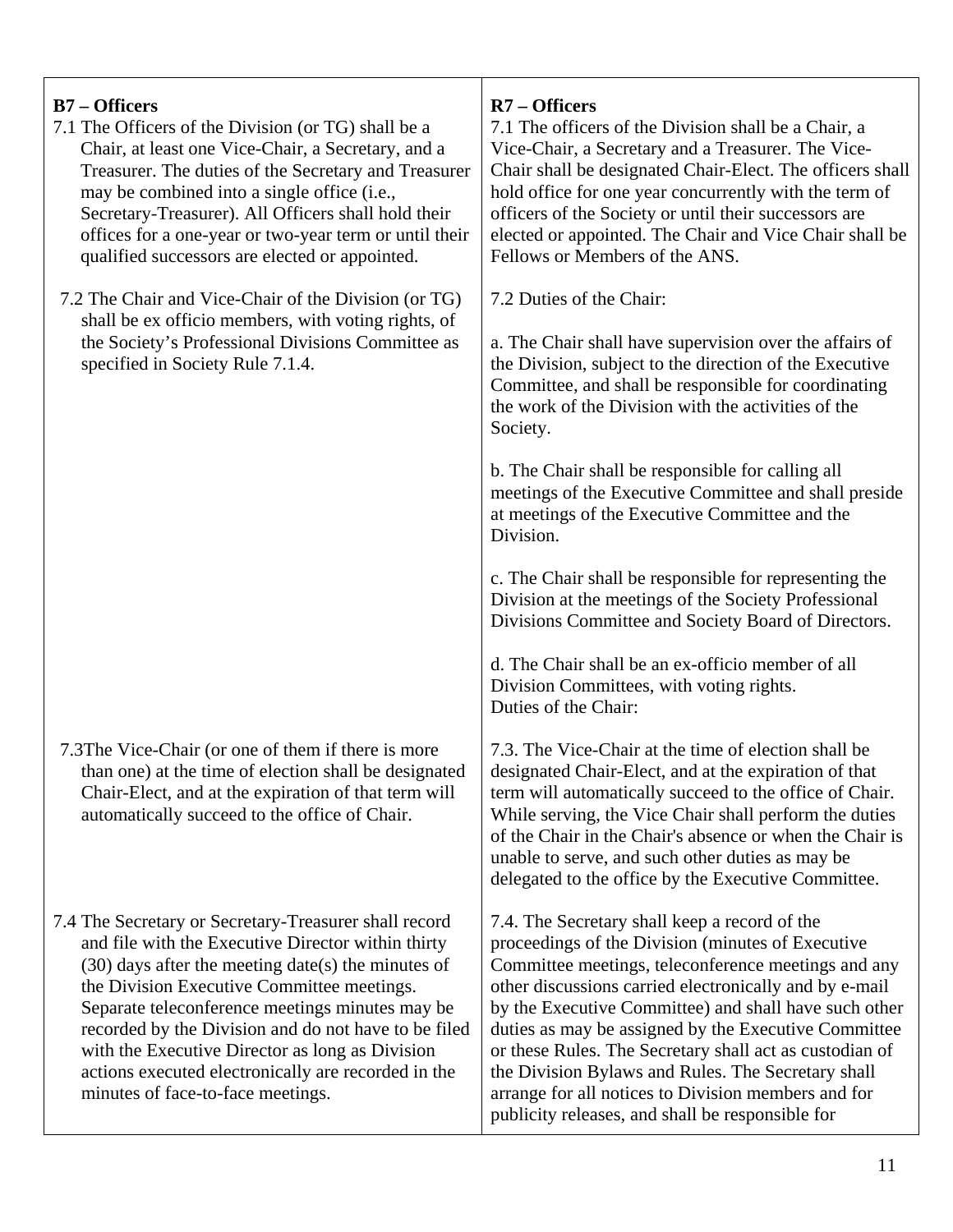| **B7 – Officers** | **R7 – Officers** |
| --- | --- |
| 7.1 The Officers of the Division (or TG) shall be a Chair, at least one Vice-Chair, a Secretary, and a Treasurer. The duties of the Secretary and Treasurer may be combined into a single office (i.e., Secretary-Treasurer). All Officers shall hold their offices for a one-year or two-year term or until their qualified successors are elected or appointed. | 7.1 The officers of the Division shall be a Chair, a Vice-Chair, a Secretary and a Treasurer. The Vice-Chair shall be designated Chair-Elect. The officers shall hold office for one year concurrently with the term of officers of the Society or until their successors are elected or appointed. The Chair and Vice Chair shall be Fellows or Members of the ANS. |
| 7.2 The Chair and Vice-Chair of the Division (or TG) shall be ex officio members, with voting rights, of the Society's Professional Divisions Committee as specified in Society Rule 7.1.4. | 7.2 Duties of the Chair:<br><br>a. The Chair shall have supervision over the affairs of the Division, subject to the direction of the Executive Committee, and shall be responsible for coordinating the work of the Division with the activities of the Society.<br><br>b. The Chair shall be responsible for calling all meetings of the Executive Committee and shall preside at meetings of the Executive Committee and the Division.<br><br>c. The Chair shall be responsible for representing the Division at the meetings of the Society Professional Divisions Committee and Society Board of Directors.<br><br>d. The Chair shall be an ex-officio member of all Division Committees, with voting rights.<br>Duties of the Chair: |
| 7.3The Vice-Chair (or one of them if there is more than one) at the time of election shall be designated Chair-Elect, and at the expiration of that term will automatically succeed to the office of Chair. | 7.3. The Vice-Chair at the time of election shall be designated Chair-Elect, and at the expiration of that term will automatically succeed to the office of Chair. While serving, the Vice Chair shall perform the duties of the Chair in the Chair's absence or when the Chair is unable to serve, and such other duties as may be delegated to the office by the Executive Committee. |
| 7.4 The Secretary or Secretary-Treasurer shall record and file with the Executive Director within thirty (30) days after the meeting date(s) the minutes of the Division Executive Committee meetings. Separate teleconference meetings minutes may be recorded by the Division and do not have to be filed with the Executive Director as long as Division actions executed electronically are recorded in the minutes of face-to-face meetings. | 7.4. The Secretary shall keep a record of the proceedings of the Division (minutes of Executive Committee meetings, teleconference meetings and any other discussions carried electronically and by e-mail by the Executive Committee) and shall have such other duties as may be assigned by the Executive Committee or these Rules. The Secretary shall act as custodian of the Division Bylaws and Rules. The Secretary shall arrange for all notices to Division members and for publicity releases, and shall be responsible for |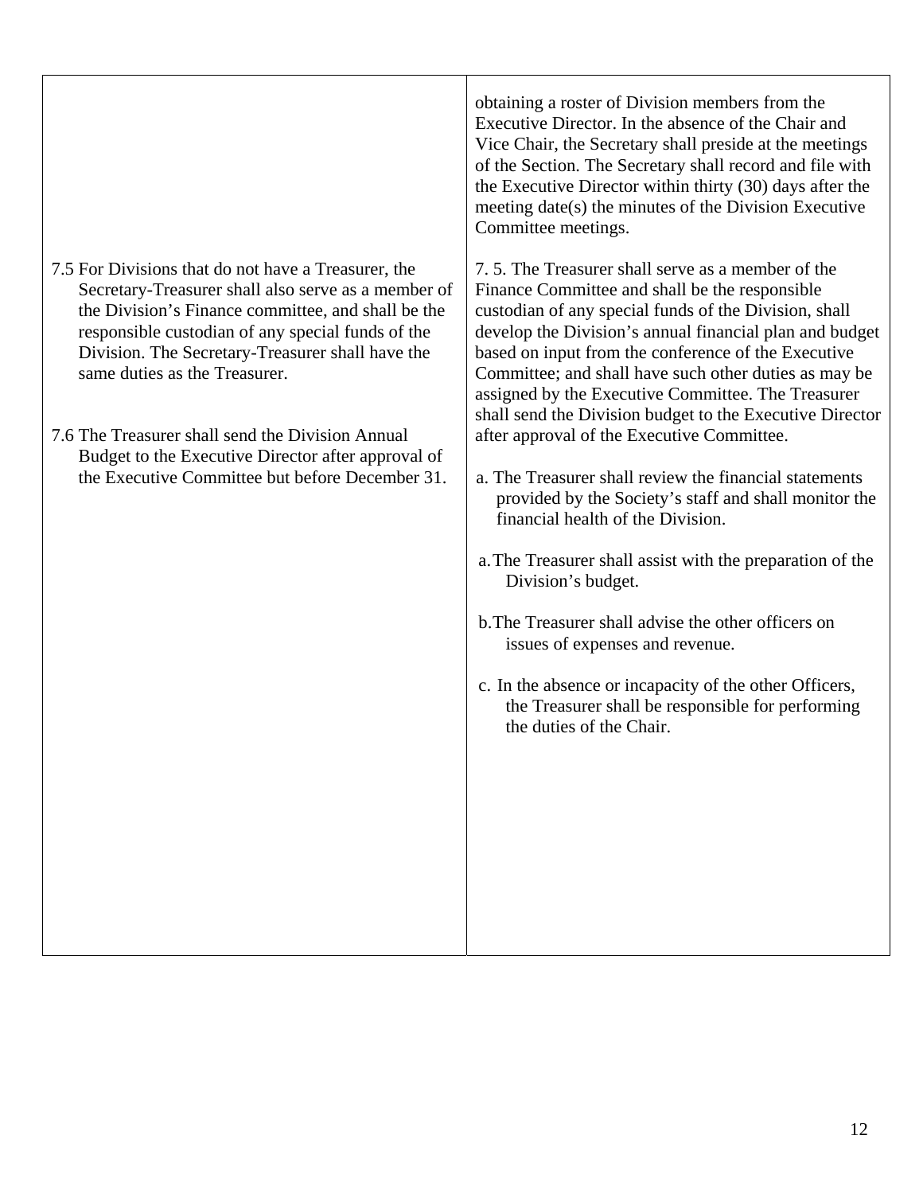| | |
|---|---|
| | obtaining a roster of Division members from the Executive Director. In the absence of the Chair and Vice Chair, the Secretary shall preside at the meetings of the Section. The Secretary shall record and file with the Executive Director within thirty (30) days after the meeting date(s) the minutes of the Division Executive Committee meetings. |
| 7.5 For Divisions that do not have a Treasurer, the Secretary-Treasurer shall also serve as a member of the Division's Finance committee, and shall be the responsible custodian of any special funds of the Division. The Secretary-Treasurer shall have the same duties as the Treasurer.<br><br>7.6 The Treasurer shall send the Division Annual Budget to the Executive Director after approval of the Executive Committee but before December 31. | 7. 5. The Treasurer shall serve as a member of the Finance Committee and shall be the responsible custodian of any special funds of the Division, shall develop the Division's annual financial plan and budget based on input from the conference of the Executive Committee; and shall have such other duties as may be assigned by the Executive Committee. The Treasurer shall send the Division budget to the Executive Director after approval of the Executive Committee.<br><br>a. The Treasurer shall review the financial statements provided by the Society's staff and shall monitor the financial health of the Division.<br><br>a. The Treasurer shall assist with the preparation of the Division's budget.<br><br>b. The Treasurer shall advise the other officers on issues of expenses and revenue.<br><br>c. In the absence or incapacity of the other Officers, the Treasurer shall be responsible for performing the duties of the Chair. |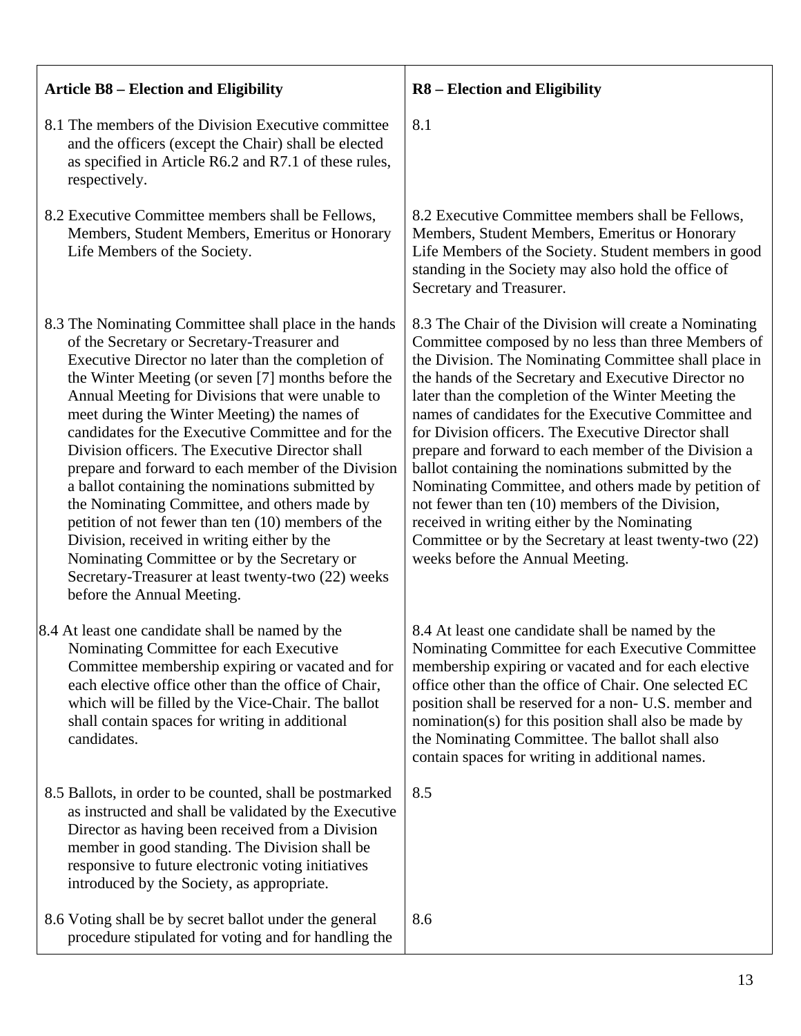| Article B8 – Election and Eligibility | R8 – Election and Eligibility |
|---|---|
| 8.1 The members of the Division Executive committee and the officers (except the Chair) shall be elected as specified in Article R6.2 and R7.1 of these rules, respectively. | 8.1 |
| 8.2 Executive Committee members shall be Fellows, Members, Student Members, Emeritus or Honorary Life Members of the Society. | 8.2 Executive Committee members shall be Fellows, Members, Student Members, Emeritus or Honorary Life Members of the Society. Student members in good standing in the Society may also hold the office of Secretary and Treasurer. |
| 8.3 The Nominating Committee shall place in the hands of the Secretary or Secretary-Treasurer and Executive Director no later than the completion of the Winter Meeting (or seven [7] months before the Annual Meeting for Divisions that were unable to meet during the Winter Meeting) the names of candidates for the Executive Committee and for the Division officers. The Executive Director shall prepare and forward to each member of the Division a ballot containing the nominations submitted by the Nominating Committee, and others made by petition of not fewer than ten (10) members of the Division, received in writing either by the Nominating Committee or by the Secretary or Secretary-Treasurer at least twenty-two (22) weeks before the Annual Meeting. | 8.3 The Chair of the Division will create a Nominating Committee composed by no less than three Members of the Division. The Nominating Committee shall place in the hands of the Secretary and Executive Director no later than the completion of the Winter Meeting the names of candidates for the Executive Committee and for Division officers. The Executive Director shall prepare and forward to each member of the Division a ballot containing the nominations submitted by the Nominating Committee, and others made by petition of not fewer than ten (10) members of the Division, received in writing either by the Nominating Committee or by the Secretary at least twenty-two (22) weeks before the Annual Meeting. |
| 8.4 At least one candidate shall be named by the Nominating Committee for each Executive Committee membership expiring or vacated and for each elective office other than the office of Chair, which will be filled by the Vice-Chair. The ballot shall contain spaces for writing in additional candidates. | 8.4 At least one candidate shall be named by the Nominating Committee for each Executive Committee membership expiring or vacated and for each elective office other than the office of Chair. One selected EC position shall be reserved for a non- U.S. member and nomination(s) for this position shall also be made by the Nominating Committee. The ballot shall also contain spaces for writing in additional names. |
| 8.5 Ballots, in order to be counted, shall be postmarked as instructed and shall be validated by the Executive Director as having been received from a Division member in good standing. The Division shall be responsive to future electronic voting initiatives introduced by the Society, as appropriate. | 8.5 |
| 8.6 Voting shall be by secret ballot under the general procedure stipulated for voting and for handling the | 8.6 |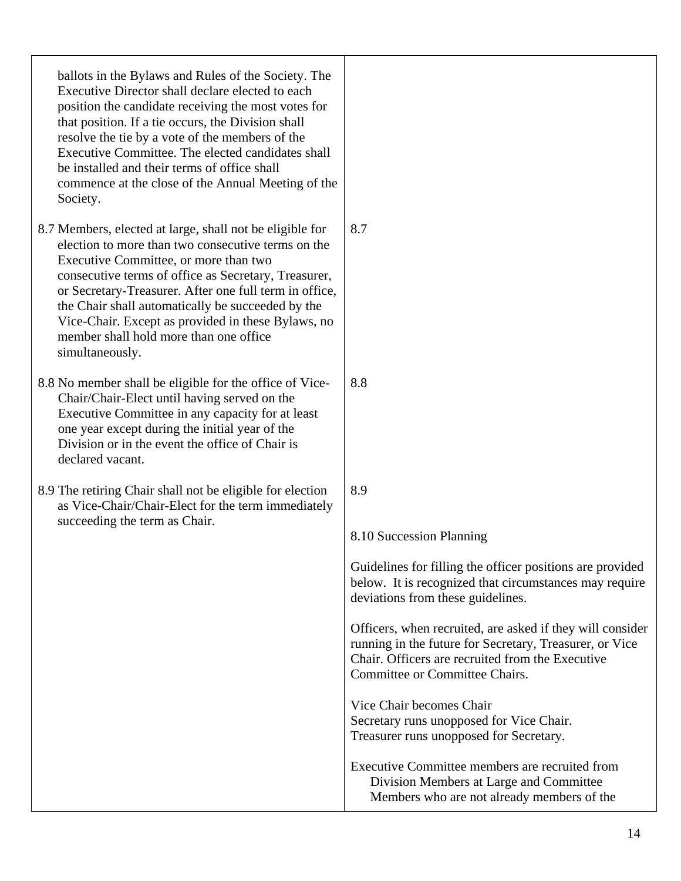| | |
|---|---|
| ballots in the Bylaws and Rules of the Society. The Executive Director shall declare elected to each position the candidate receiving the most votes for that position. If a tie occurs, the Division shall resolve the tie by a vote of the members of the Executive Committee. The elected candidates shall be installed and their terms of office shall commence at the close of the Annual Meeting of the Society. | |
| 8.7 Members, elected at large, shall not be eligible for election to more than two consecutive terms on the Executive Committee, or more than two consecutive terms of office as Secretary, Treasurer, or Secretary-Treasurer. After one full term in office, the Chair shall automatically be succeeded by the Vice-Chair. Except as provided in these Bylaws, no member shall hold more than one office simultaneously. | 8.7 |
| 8.8 No member shall be eligible for the office of Vice-Chair/Chair-Elect until having served on the Executive Committee in any capacity for at least one year except during the initial year of the Division or in the event the office of Chair is declared vacant. | 8.8 |
| 8.9 The retiring Chair shall not be eligible for election as Vice-Chair/Chair-Elect for the term immediately succeeding the term as Chair. | 8.9 |
| | 8.10 Succession Planning<br><br>Guidelines for filling the officer positions are provided below. It is recognized that circumstances may require deviations from these guidelines.<br><br>Officers, when recruited, are asked if they will consider running in the future for Secretary, Treasurer, or Vice Chair. Officers are recruited from the Executive Committee or Committee Chairs.<br><br>Vice Chair becomes Chair<br>Secretary runs unopposed for Vice Chair.<br>Treasurer runs unopposed for Secretary.<br><br>Executive Committee members are recruited from Division Members at Large and Committee Members who are not already members of the |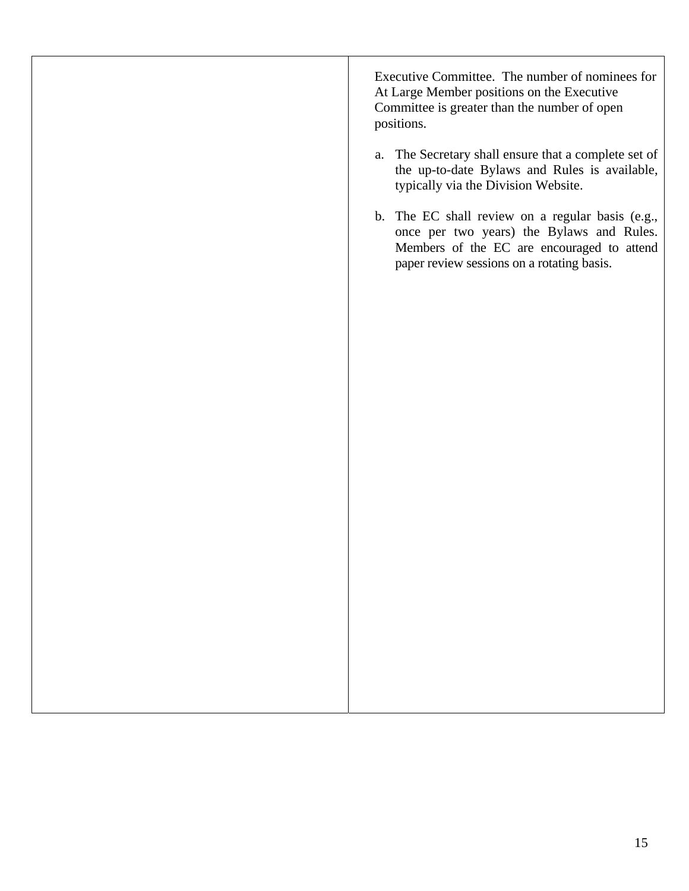| | |
|---|---|
| | Executive Committee. The number of nominees for At Large Member positions on the Executive Committee is greater than the number of open positions.<br><br>a. The Secretary shall ensure that a complete set of the up-to-date Bylaws and Rules is available, typically via the Division Website.<br><br>b. The EC shall review on a regular basis (e.g., once per two years) the Bylaws and Rules. Members of the EC are encouraged to attend paper review sessions on a rotating basis. |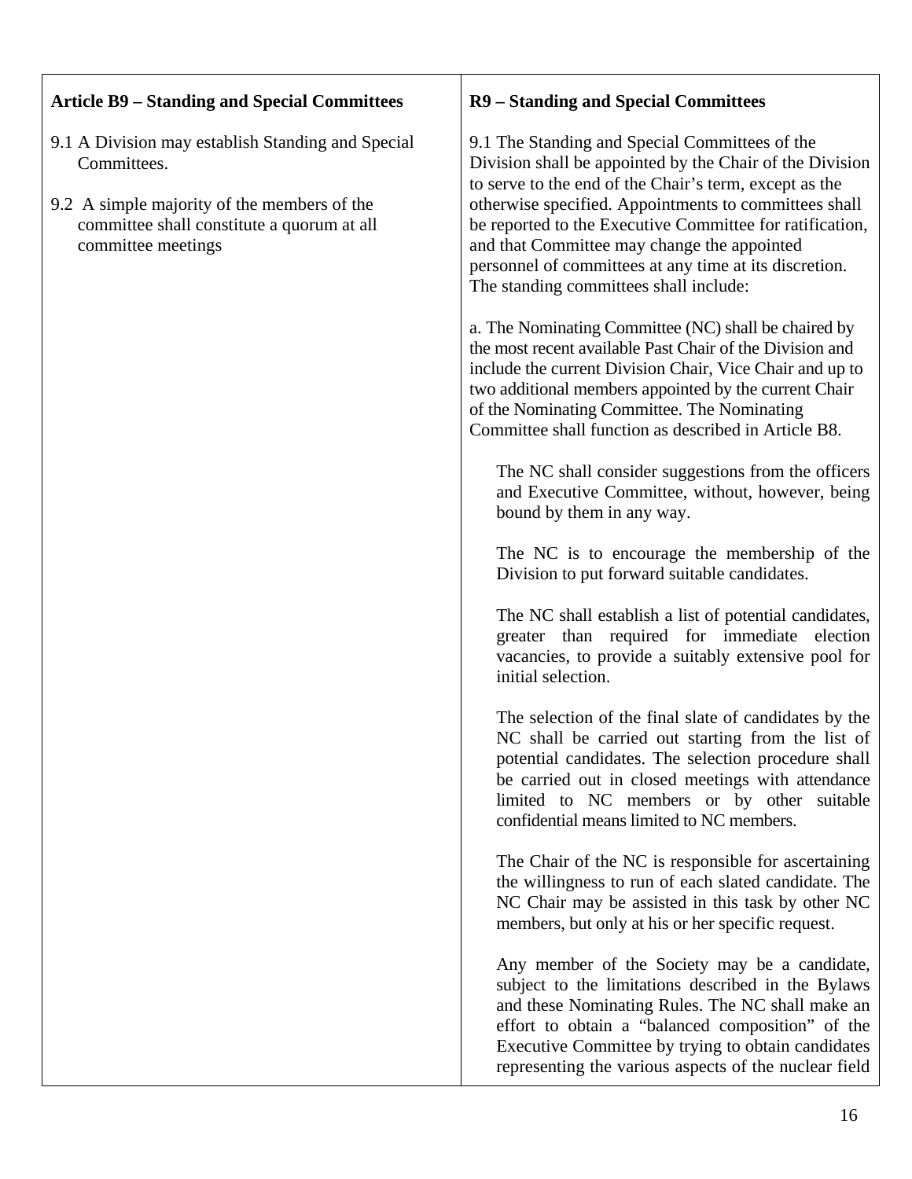| **Article B9 – Standing and Special Committees** | **R9 – Standing and Special Committees** |
| --- | --- |
| 9.1 A Division may establish Standing and Special Committees.<br><br>9.2 A simple majority of the members of the committee shall constitute a quorum at all committee meetings | 9.1 The Standing and Special Committees of the Division shall be appointed by the Chair of the Division to serve to the end of the Chair's term, except as the otherwise specified. Appointments to committees shall be reported to the Executive Committee for ratification, and that Committee may change the appointed personnel of committees at any time at its discretion. The standing committees shall include:<br><br>a. The Nominating Committee (NC) shall be chaired by the most recent available Past Chair of the Division and include the current Division Chair, Vice Chair and up to two additional members appointed by the current Chair of the Nominating Committee. The Nominating Committee shall function as described in Article B8.<br><br>The NC shall consider suggestions from the officers and Executive Committee, without, however, being bound by them in any way.<br><br>The NC is to encourage the membership of the Division to put forward suitable candidates.<br><br>The NC shall establish a list of potential candidates, greater than required for immediate election vacancies, to provide a suitably extensive pool for initial selection.<br><br>The selection of the final slate of candidates by the NC shall be carried out starting from the list of potential candidates. The selection procedure shall be carried out in closed meetings with attendance limited to NC members or by other suitable confidential means limited to NC members.<br><br>The Chair of the NC is responsible for ascertaining the willingness to run of each slated candidate. The NC Chair may be assisted in this task by other NC members, but only at his or her specific request.<br><br>Any member of the Society may be a candidate, subject to the limitations described in the Bylaws and these Nominating Rules. The NC shall make an effort to obtain a "balanced composition" of the Executive Committee by trying to obtain candidates representing the various aspects of the nuclear field |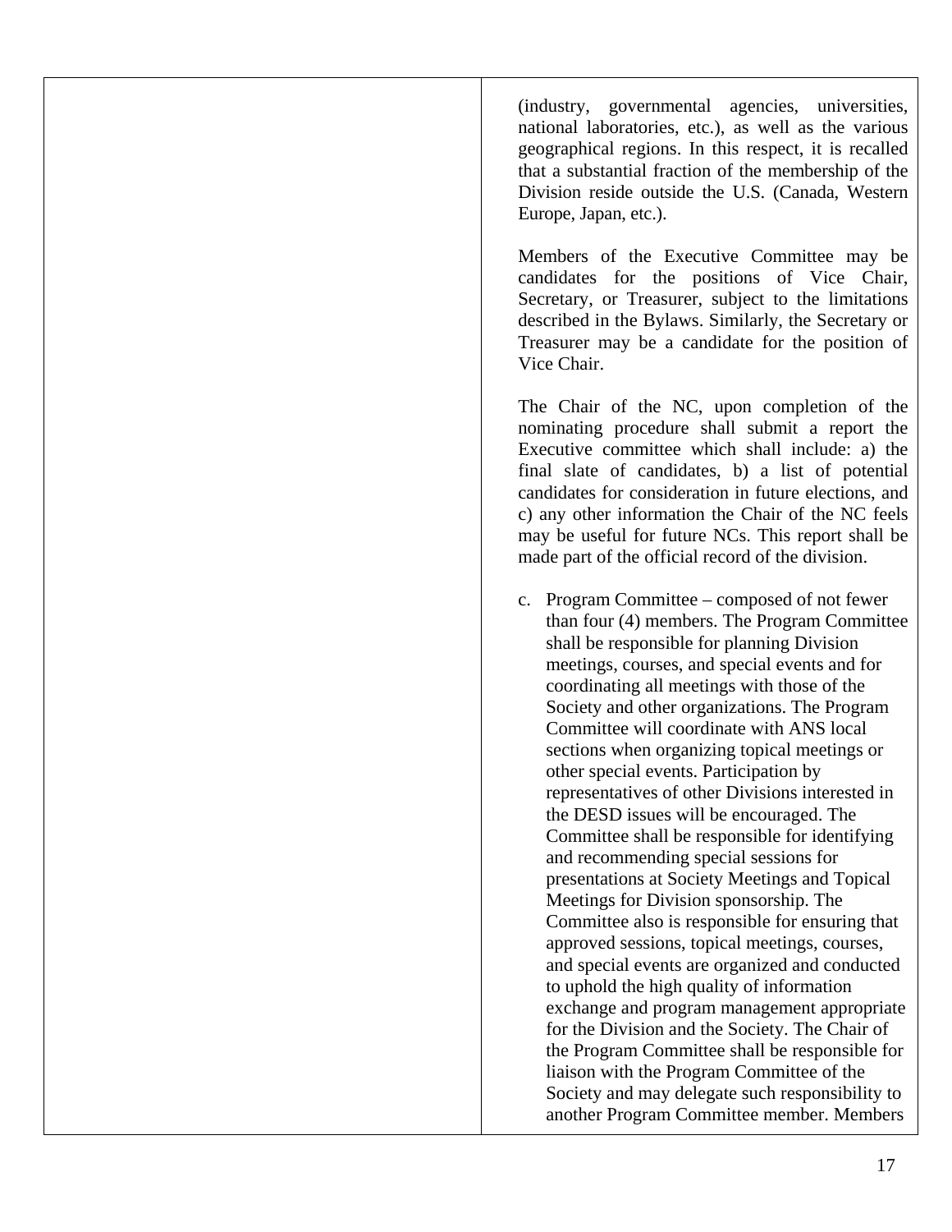(industry, governmental agencies, universities, national laboratories, etc.), as well as the various geographical regions. In this respect, it is recalled that a substantial fraction of the membership of the Division reside outside the U.S. (Canada, Western Europe, Japan, etc.).

Members of the Executive Committee may be candidates for the positions of Vice Chair, Secretary, or Treasurer, subject to the limitations described in the Bylaws. Similarly, the Secretary or Treasurer may be a candidate for the position of Vice Chair.

The Chair of the NC, upon completion of the nominating procedure shall submit a report the Executive committee which shall include: a) the final slate of candidates, b) a list of potential candidates for consideration in future elections, and c) any other information the Chair of the NC feels may be useful for future NCs. This report shall be made part of the official record of the division.

c. Program Committee – composed of not fewer than four (4) members. The Program Committee shall be responsible for planning Division meetings, courses, and special events and for coordinating all meetings with those of the Society and other organizations. The Program Committee will coordinate with ANS local sections when organizing topical meetings or other special events. Participation by representatives of other Divisions interested in the DESD issues will be encouraged. The Committee shall be responsible for identifying and recommending special sessions for presentations at Society Meetings and Topical Meetings for Division sponsorship. The Committee also is responsible for ensuring that approved sessions, topical meetings, courses, and special events are organized and conducted to uphold the high quality of information exchange and program management appropriate for the Division and the Society. The Chair of the Program Committee shall be responsible for liaison with the Program Committee of the Society and may delegate such responsibility to another Program Committee member. Members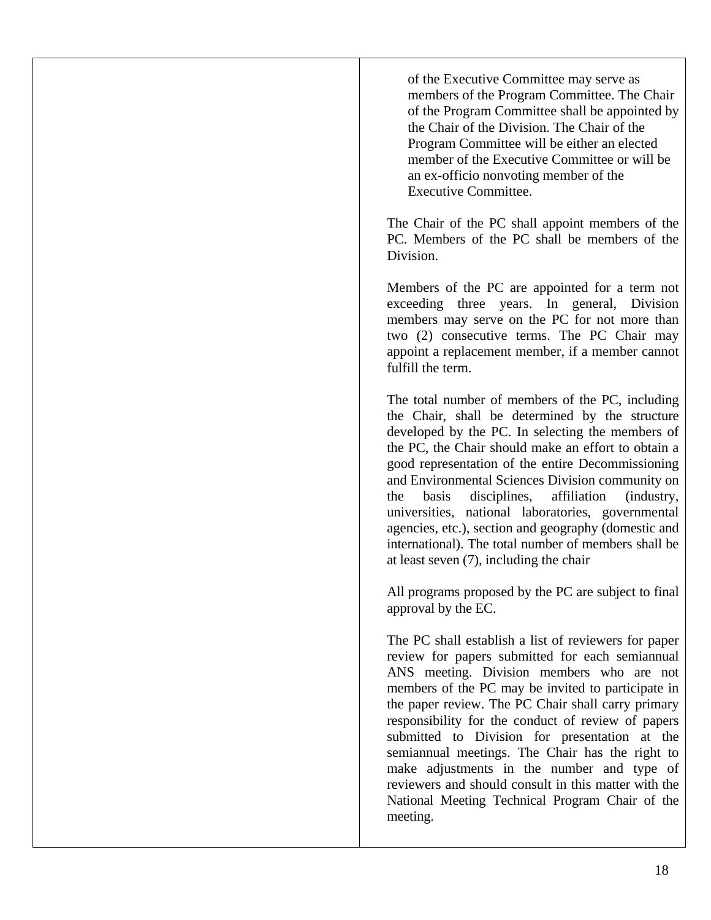| | of the Executive Committee may serve as members of the Program Committee. The Chair of the Program Committee shall be appointed by the Chair of the Division. The Chair of the Program Committee will be either an elected member of the Executive Committee or will be an ex-officio nonvoting member of the Executive Committee.<br><br>The Chair of the PC shall appoint members of the PC. Members of the PC shall be members of the Division.<br><br>Members of the PC are appointed for a term not exceeding three years. In general, Division members may serve on the PC for not more than two (2) consecutive terms. The PC Chair may appoint a replacement member, if a member cannot fulfill the term.<br><br>The total number of members of the PC, including the Chair, shall be determined by the structure developed by the PC. In selecting the members of the PC, the Chair should make an effort to obtain a good representation of the entire Decommissioning and Environmental Sciences Division community on the basis disciplines, affiliation (industry, universities, national laboratories, governmental agencies, etc.), section and geography (domestic and international). The total number of members shall be at least seven (7), including the chair<br><br>All programs proposed by the PC are subject to final approval by the EC.<br><br>The PC shall establish a list of reviewers for paper review for papers submitted for each semiannual ANS meeting. Division members who are not members of the PC may be invited to participate in the paper review. The PC Chair shall carry primary responsibility for the conduct of review of papers submitted to Division for presentation at the semiannual meetings. The Chair has the right to make adjustments in the number and type of reviewers and should consult in this matter with the National Meeting Technical Program Chair of the meeting. |
|---|---|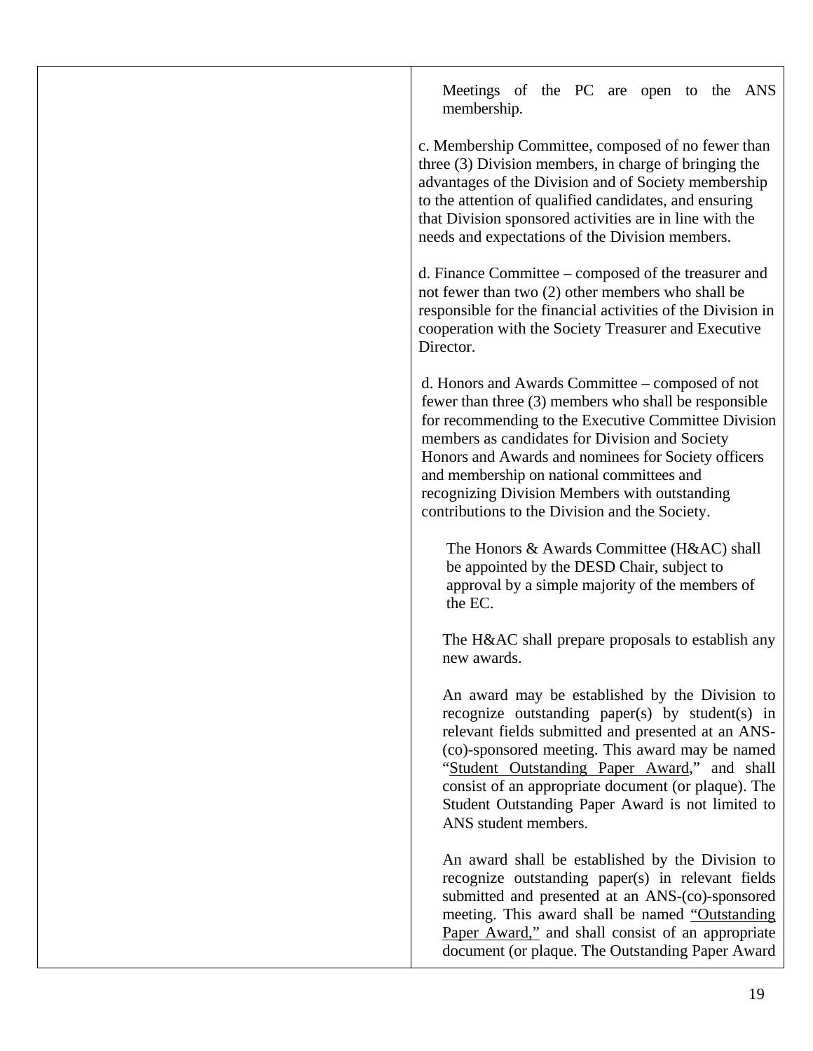| | |
|---|---|
| | Meetings of the PC are open to the ANS membership.<br><br>c. Membership Committee, composed of no fewer than three (3) Division members, in charge of bringing the advantages of the Division and of Society membership to the attention of qualified candidates, and ensuring that Division sponsored activities are in line with the needs and expectations of the Division members.<br><br>d. Finance Committee – composed of the treasurer and not fewer than two (2) other members who shall be responsible for the financial activities of the Division in cooperation with the Society Treasurer and Executive Director.<br><br>d. Honors and Awards Committee – composed of not fewer than three (3) members who shall be responsible for recommending to the Executive Committee Division members as candidates for Division and Society Honors and Awards and nominees for Society officers and membership on national committees and recognizing Division Members with outstanding contributions to the Division and the Society.<br><br>The Honors & Awards Committee (H&AC) shall be appointed by the DESD Chair, subject to approval by a simple majority of the members of the EC.<br><br>The H&AC shall prepare proposals to establish any new awards.<br><br>An award may be established by the Division to recognize outstanding paper(s) by student(s) in relevant fields submitted and presented at an ANS-(co)-sponsored meeting. This award may be named "<u>Student Outstanding Paper Award</u>," and shall consist of an appropriate document (or plaque). The Student Outstanding Paper Award is not limited to ANS student members.<br><br>An award shall be established by the Division to recognize outstanding paper(s) in relevant fields submitted and presented at an ANS-(co)-sponsored meeting. This award shall be named <u>"Outstanding Paper Award,"</u> and shall consist of an appropriate document (or plaque. The Outstanding Paper Award |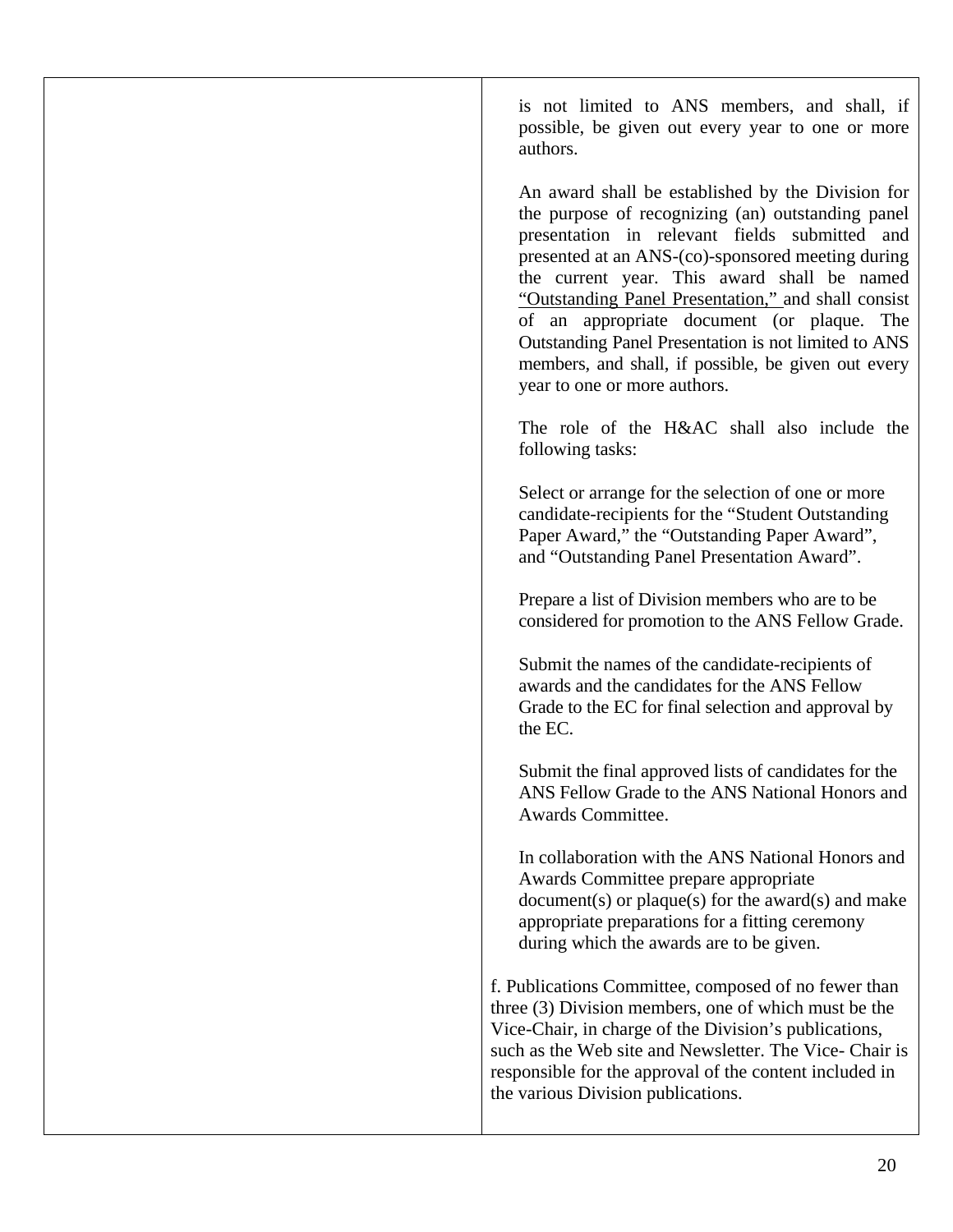| | |
|---|---|
| | is not limited to ANS members, and shall, if possible, be given out every year to one or more authors.<br><br>An award shall be established by the Division for the purpose of recognizing (an) outstanding panel presentation in relevant fields submitted and presented at an ANS-(co)-sponsored meeting during the current year. This award shall be named <u>"Outstanding Panel Presentation,"</u> and shall consist of an appropriate document (or plaque. The Outstanding Panel Presentation is not limited to ANS members, and shall, if possible, be given out every year to one or more authors.<br><br>The role of the H&AC shall also include the following tasks:<br><br>Select or arrange for the selection of one or more candidate-recipients for the "Student Outstanding Paper Award," the "Outstanding Paper Award", and "Outstanding Panel Presentation Award".<br><br>Prepare a list of Division members who are to be considered for promotion to the ANS Fellow Grade.<br><br>Submit the names of the candidate-recipients of awards and the candidates for the ANS Fellow Grade to the EC for final selection and approval by the EC.<br><br>Submit the final approved lists of candidates for the ANS Fellow Grade to the ANS National Honors and Awards Committee.<br><br>In collaboration with the ANS National Honors and Awards Committee prepare appropriate document(s) or plaque(s) for the award(s) and make appropriate preparations for a fitting ceremony during which the awards are to be given.<br><br>f. Publications Committee, composed of no fewer than three (3) Division members, one of which must be the Vice-Chair, in charge of the Division's publications, such as the Web site and Newsletter. The Vice- Chair is responsible for the approval of the content included in the various Division publications. |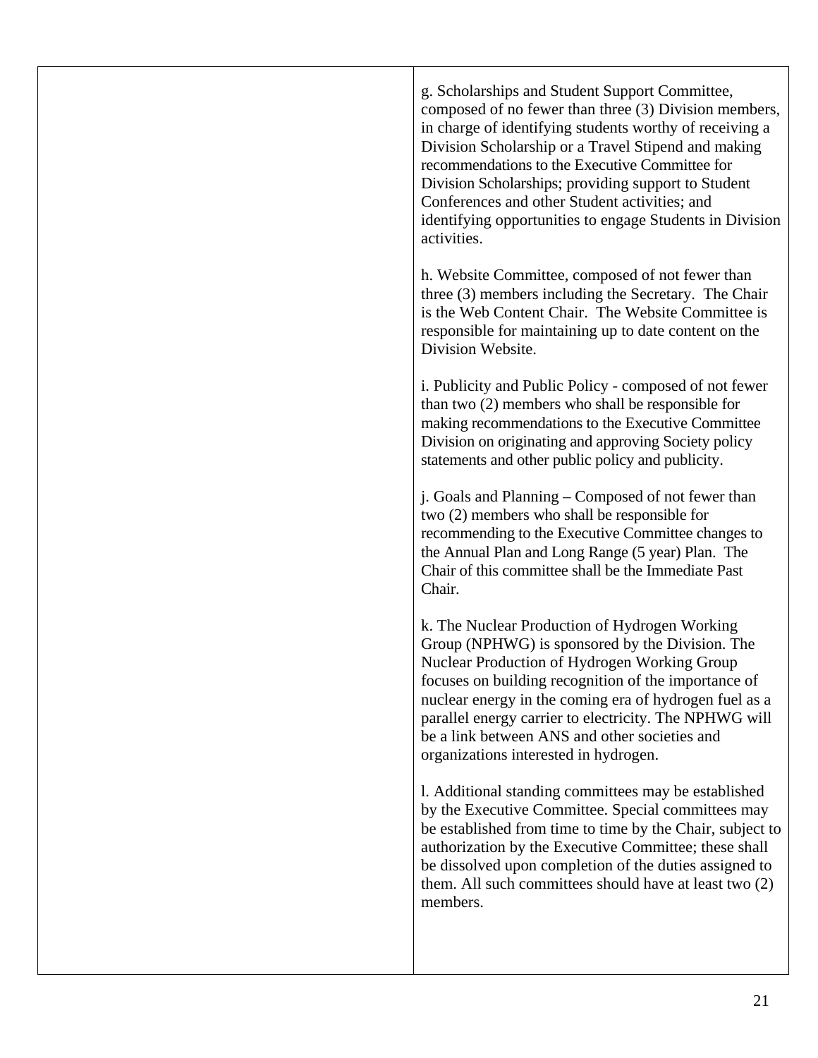g. Scholarships and Student Support Committee, composed of no fewer than three (3) Division members, in charge of identifying students worthy of receiving a Division Scholarship or a Travel Stipend and making recommendations to the Executive Committee for Division Scholarships; providing support to Student Conferences and other Student activities; and identifying opportunities to engage Students in Division activities.

h. Website Committee, composed of not fewer than three (3) members including the Secretary. The Chair is the Web Content Chair. The Website Committee is responsible for maintaining up to date content on the Division Website.

i. Publicity and Public Policy - composed of not fewer than two (2) members who shall be responsible for making recommendations to the Executive Committee Division on originating and approving Society policy statements and other public policy and publicity.

j. Goals and Planning – Composed of not fewer than two (2) members who shall be responsible for recommending to the Executive Committee changes to the Annual Plan and Long Range (5 year) Plan. The Chair of this committee shall be the Immediate Past Chair.

k. The Nuclear Production of Hydrogen Working Group (NPHWG) is sponsored by the Division. The Nuclear Production of Hydrogen Working Group focuses on building recognition of the importance of nuclear energy in the coming era of hydrogen fuel as a parallel energy carrier to electricity. The NPHWG will be a link between ANS and other societies and organizations interested in hydrogen.

l. Additional standing committees may be established by the Executive Committee. Special committees may be established from time to time by the Chair, subject to authorization by the Executive Committee; these shall be dissolved upon completion of the duties assigned to them. All such committees should have at least two (2) members.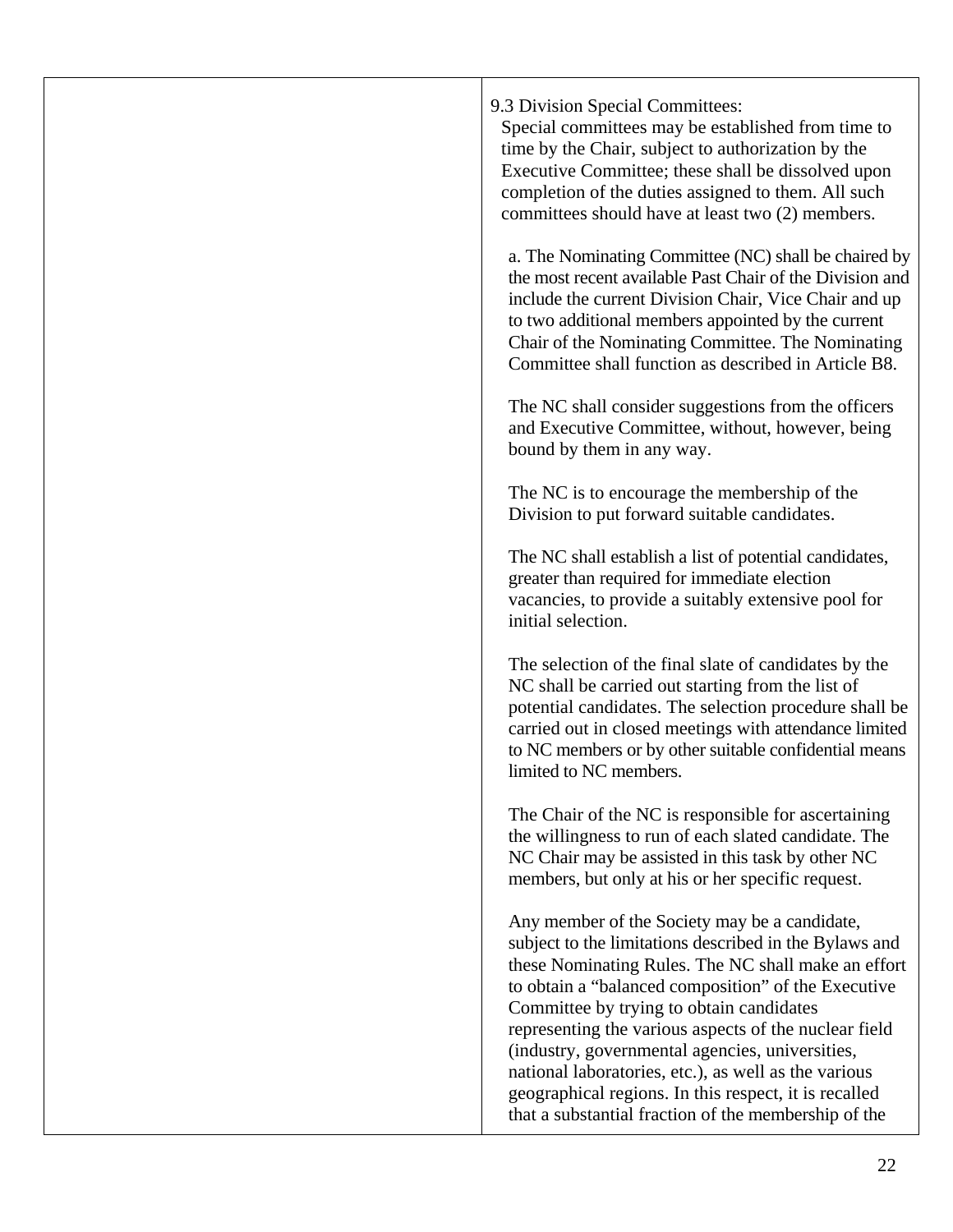9.3 Division Special Committees:

Special committees may be established from time to time by the Chair, subject to authorization by the Executive Committee; these shall be dissolved upon completion of the duties assigned to them. All such committees should have at least two (2) members.

a. The Nominating Committee (NC) shall be chaired by the most recent available Past Chair of the Division and include the current Division Chair, Vice Chair and up to two additional members appointed by the current Chair of the Nominating Committee. The Nominating Committee shall function as described in Article B8.

The NC shall consider suggestions from the officers and Executive Committee, without, however, being bound by them in any way.

The NC is to encourage the membership of the Division to put forward suitable candidates.

The NC shall establish a list of potential candidates, greater than required for immediate election vacancies, to provide a suitably extensive pool for initial selection.

The selection of the final slate of candidates by the NC shall be carried out starting from the list of potential candidates. The selection procedure shall be carried out in closed meetings with attendance limited to NC members or by other suitable confidential means limited to NC members.

The Chair of the NC is responsible for ascertaining the willingness to run of each slated candidate. The NC Chair may be assisted in this task by other NC members, but only at his or her specific request.

Any member of the Society may be a candidate, subject to the limitations described in the Bylaws and these Nominating Rules. The NC shall make an effort to obtain a "balanced composition" of the Executive Committee by trying to obtain candidates representing the various aspects of the nuclear field (industry, governmental agencies, universities, national laboratories, etc.), as well as the various geographical regions. In this respect, it is recalled that a substantial fraction of the membership of the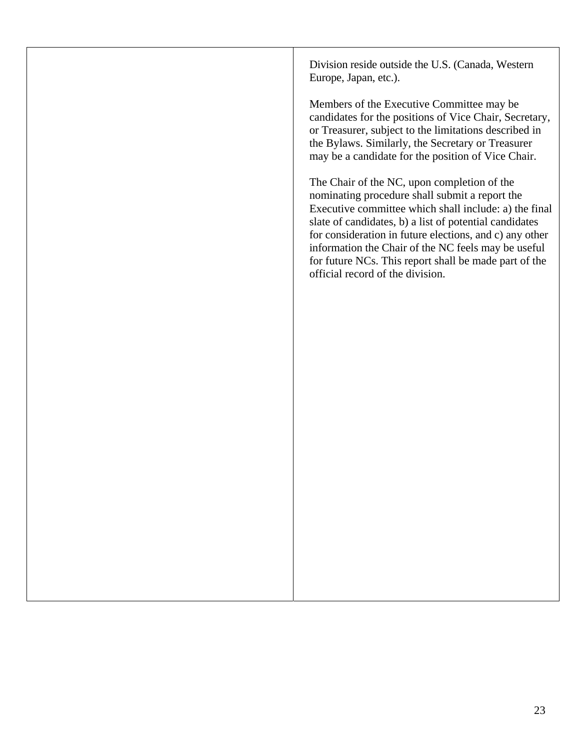| | |
|---|---|
| | Division reside outside the U.S. (Canada, Western Europe, Japan, etc.).<br><br>Members of the Executive Committee may be candidates for the positions of Vice Chair, Secretary, or Treasurer, subject to the limitations described in the Bylaws. Similarly, the Secretary or Treasurer may be a candidate for the position of Vice Chair.<br><br>The Chair of the NC, upon completion of the nominating procedure shall submit a report the Executive committee which shall include: a) the final slate of candidates, b) a list of potential candidates for consideration in future elections, and c) any other information the Chair of the NC feels may be useful for future NCs. This report shall be made part of the official record of the division. |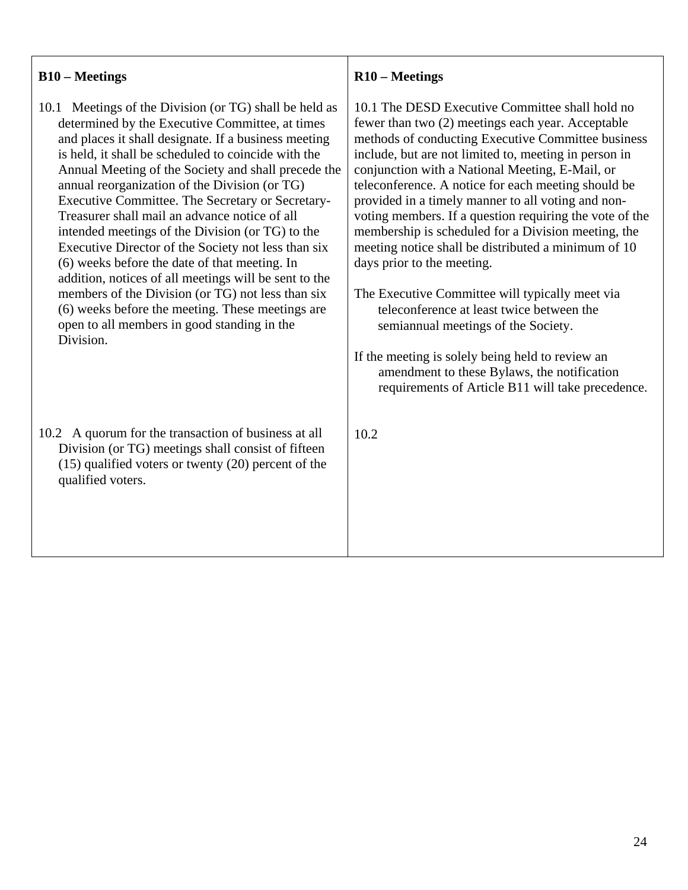| B10 – Meetings | R10 – Meetings |
|---|---|
| 10.1 Meetings of the Division (or TG) shall be held as determined by the Executive Committee, at times and places it shall designate. If a business meeting is held, it shall be scheduled to coincide with the Annual Meeting of the Society and shall precede the annual reorganization of the Division (or TG) Executive Committee. The Secretary or Secretary-Treasurer shall mail an advance notice of all intended meetings of the Division (or TG) to the Executive Director of the Society not less than six (6) weeks before the date of that meeting. In addition, notices of all meetings will be sent to the members of the Division (or TG) not less than six (6) weeks before the meeting. These meetings are open to all members in good standing in the Division. | 10.1 The DESD Executive Committee shall hold no fewer than two (2) meetings each year. Acceptable methods of conducting Executive Committee business include, but are not limited to, meeting in person in conjunction with a National Meeting, E-Mail, or teleconference. A notice for each meeting should be provided in a timely manner to all voting and non-voting members. If a question requiring the vote of the membership is scheduled for a Division meeting, the meeting notice shall be distributed a minimum of 10 days prior to the meeting.<br><br>The Executive Committee will typically meet via teleconference at least twice between the semiannual meetings of the Society.<br><br>If the meeting is solely being held to review an amendment to these Bylaws, the notification requirements of Article B11 will take precedence. |
| 10.2 A quorum for the transaction of business at all Division (or TG) meetings shall consist of fifteen (15) qualified voters or twenty (20) percent of the qualified voters. | 10.2 |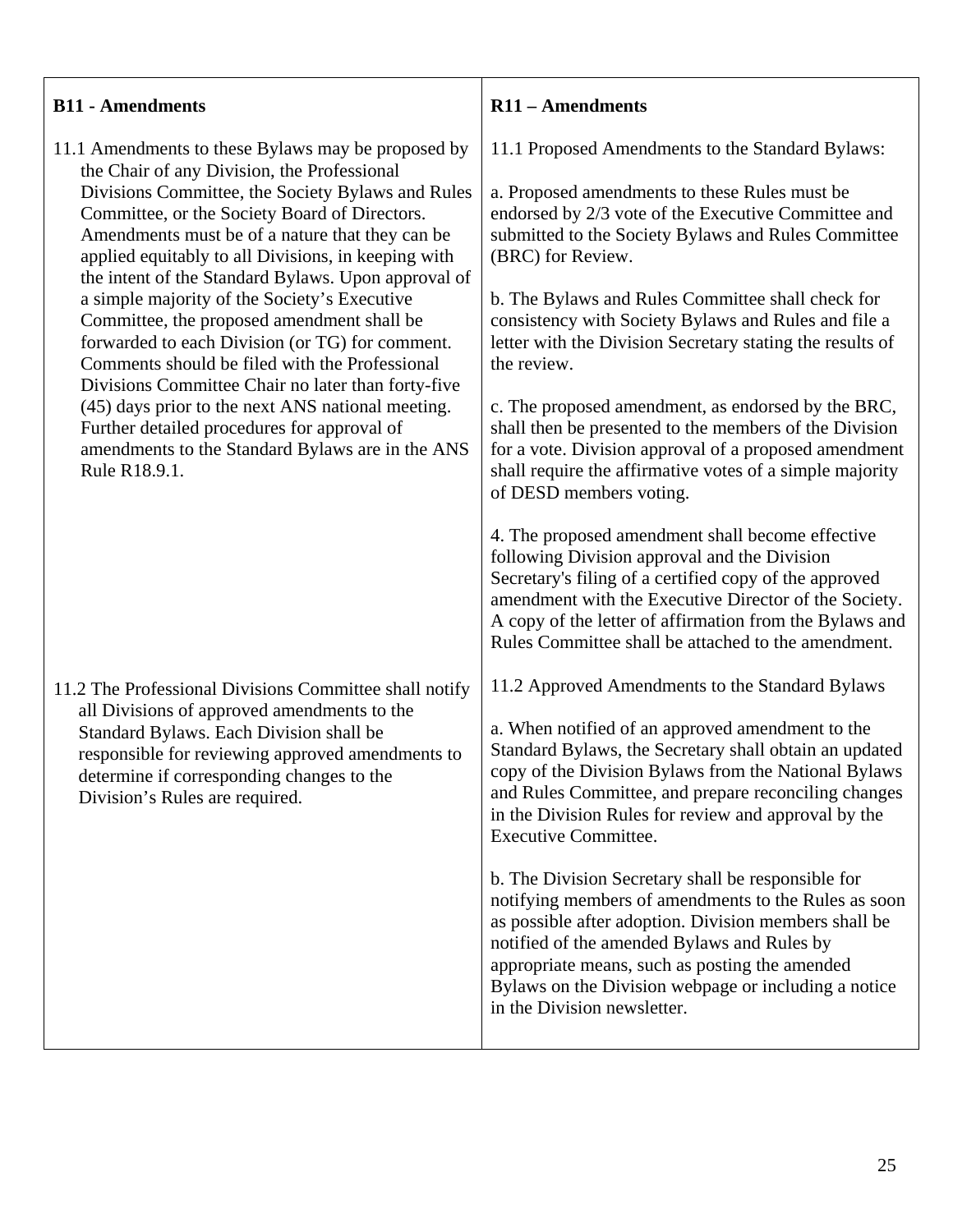| B11 - Amendments | R11 – Amendments |
|---|---|
| 11.1 Amendments to these Bylaws may be proposed by the Chair of any Division, the Professional Divisions Committee, the Society Bylaws and Rules Committee, or the Society Board of Directors. Amendments must be of a nature that they can be applied equitably to all Divisions, in keeping with the intent of the Standard Bylaws. Upon approval of a simple majority of the Society's Executive Committee, the proposed amendment shall be forwarded to each Division (or TG) for comment. Comments should be filed with the Professional Divisions Committee Chair no later than forty-five (45) days prior to the next ANS national meeting. Further detailed procedures for approval of amendments to the Standard Bylaws are in the ANS Rule R18.9.1. | 11.1 Proposed Amendments to the Standard Bylaws:<br><br>a. Proposed amendments to these Rules must be endorsed by 2/3 vote of the Executive Committee and submitted to the Society Bylaws and Rules Committee (BRC) for Review.<br><br>b. The Bylaws and Rules Committee shall check for consistency with Society Bylaws and Rules and file a letter with the Division Secretary stating the results of the review.<br><br>c. The proposed amendment, as endorsed by the BRC, shall then be presented to the members of the Division for a vote. Division approval of a proposed amendment shall require the affirmative votes of a simple majority of DESD members voting.<br><br>4. The proposed amendment shall become effective following Division approval and the Division Secretary's filing of a certified copy of the approved amendment with the Executive Director of the Society. A copy of the letter of affirmation from the Bylaws and Rules Committee shall be attached to the amendment. |
| 11.2 The Professional Divisions Committee shall notify all Divisions of approved amendments to the Standard Bylaws. Each Division shall be responsible for reviewing approved amendments to determine if corresponding changes to the Division's Rules are required. | 11.2 Approved Amendments to the Standard Bylaws<br><br>a. When notified of an approved amendment to the Standard Bylaws, the Secretary shall obtain an updated copy of the Division Bylaws from the National Bylaws and Rules Committee, and prepare reconciling changes in the Division Rules for review and approval by the Executive Committee.<br><br>b. The Division Secretary shall be responsible for notifying members of amendments to the Rules as soon as possible after adoption. Division members shall be notified of the amended Bylaws and Rules by appropriate means, such as posting the amended Bylaws on the Division webpage or including a notice in the Division newsletter. |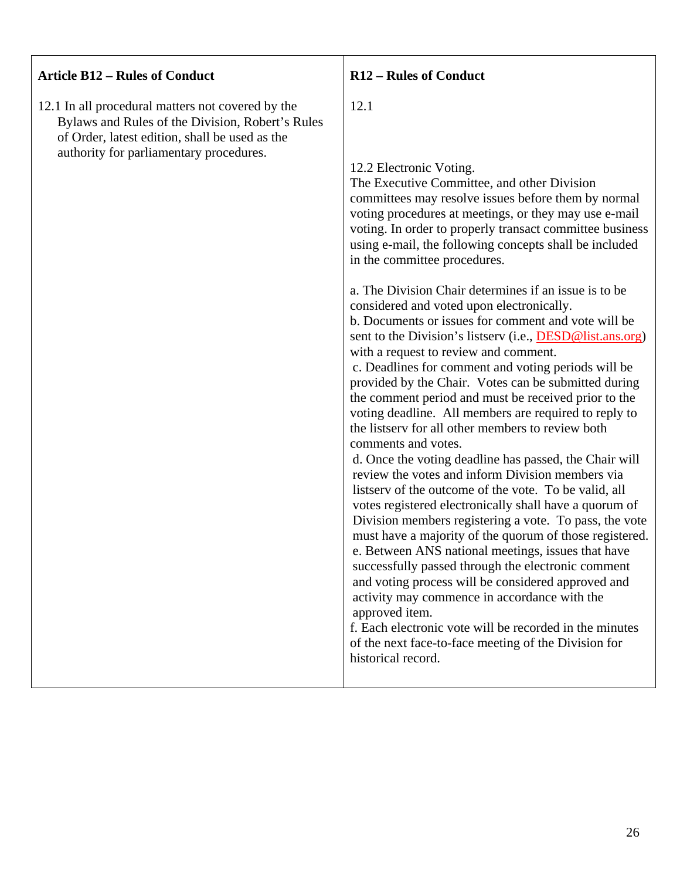| Article B12 – Rules of Conduct | R12 – Rules of Conduct |
|---|---|
| 12.1 In all procedural matters not covered by the Bylaws and Rules of the Division, Robert's Rules of Order, latest edition, shall be used as the authority for parliamentary procedures. | 12.1<br><br>12.2 Electronic Voting.<br>The Executive Committee, and other Division committees may resolve issues before them by normal voting procedures at meetings, or they may use e-mail voting. In order to properly transact committee business using e-mail, the following concepts shall be included in the committee procedures.<br><br>a. The Division Chair determines if an issue is to be considered and voted upon electronically.<br>b. Documents or issues for comment and vote will be sent to the Division's listserv (i.e., DESD@list.ans.org) with a request to review and comment.<br>c. Deadlines for comment and voting periods will be provided by the Chair. Votes can be submitted during the comment period and must be received prior to the voting deadline. All members are required to reply to the listserv for all other members to review both comments and votes.<br>d. Once the voting deadline has passed, the Chair will review the votes and inform Division members via listserv of the outcome of the vote. To be valid, all votes registered electronically shall have a quorum of Division members registering a vote. To pass, the vote must have a majority of the quorum of those registered.<br>e. Between ANS national meetings, issues that have successfully passed through the electronic comment and voting process will be considered approved and activity may commence in accordance with the approved item.<br>f. Each electronic vote will be recorded in the minutes of the next face-to-face meeting of the Division for historical record. |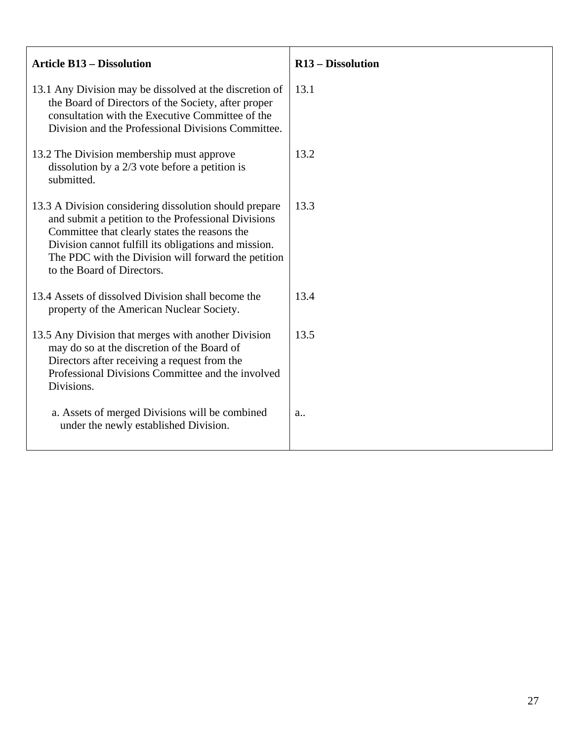| **Article B13 – Dissolution** | **R13 – Dissolution** |
| --- | --- |
| 13.1 Any Division may be dissolved at the discretion of the Board of Directors of the Society, after proper consultation with the Executive Committee of the Division and the Professional Divisions Committee. | 13.1 |
| 13.2 The Division membership must approve dissolution by a 2/3 vote before a petition is submitted. | 13.2 |
| 13.3 A Division considering dissolution should prepare and submit a petition to the Professional Divisions Committee that clearly states the reasons the Division cannot fulfill its obligations and mission. The PDC with the Division will forward the petition to the Board of Directors. | 13.3 |
| 13.4 Assets of dissolved Division shall become the property of the American Nuclear Society. | 13.4 |
| 13.5 Any Division that merges with another Division may do so at the discretion of the Board of Directors after receiving a request from the Professional Divisions Committee and the involved Divisions. | 13.5 |
| a. Assets of merged Divisions will be combined under the newly established Division. | a.. |